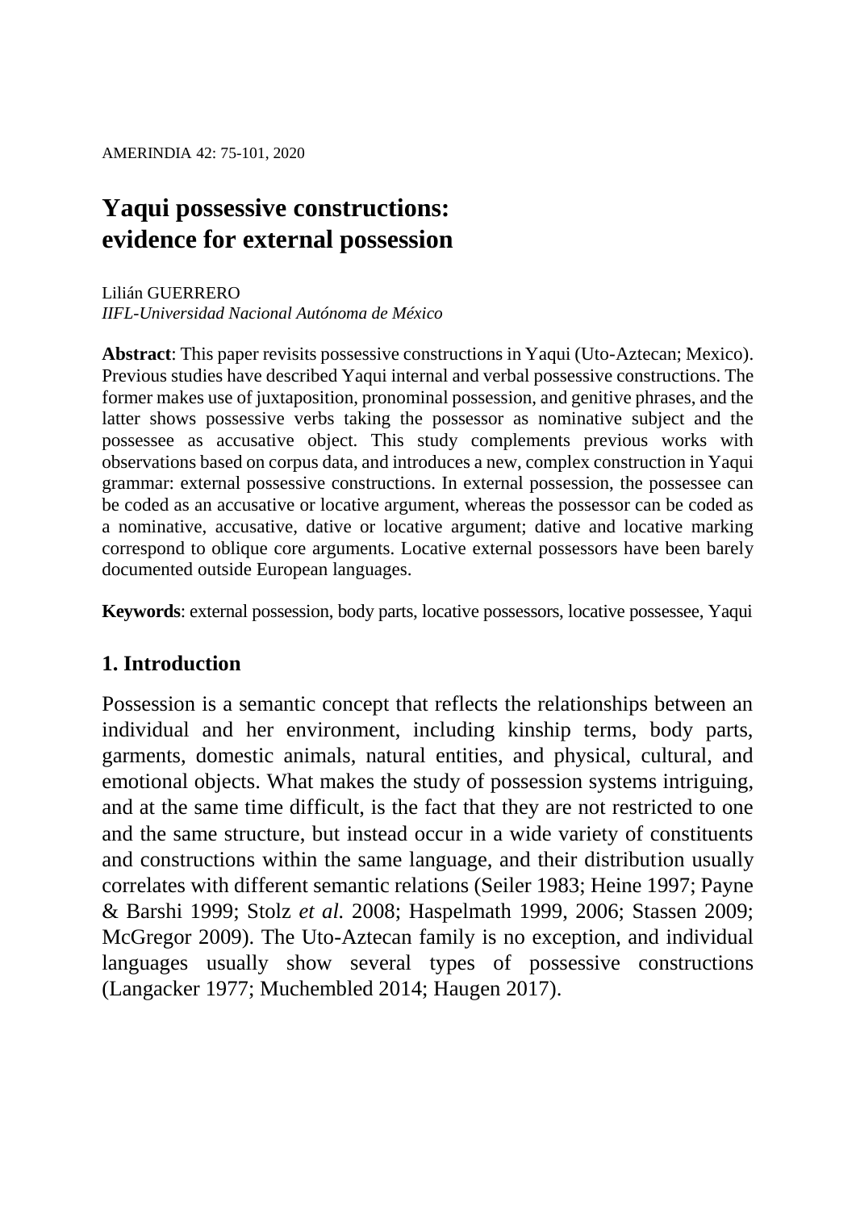# Yaqui possessive constructions: evidence for external possession

Lilián GUERRERO
*IIFL-Universidad Nacional Autónoma de México*

**Abstract**: This paper revisits possessive constructions in Yaqui (Uto-Aztecan; Mexico). Previous studies have described Yaqui internal and verbal possessive constructions. The former makes use of juxtaposition, pronominal possession, and genitive phrases, and the latter shows possessive verbs taking the possessor as nominative subject and the possessee as accusative object. This study complements previous works with observations based on corpus data, and introduces a new, complex construction in Yaqui grammar: external possessive constructions. In external possession, the possessee can be coded as an accusative or locative argument, whereas the possessor can be coded as a nominative, accusative, dative or locative argument; dative and locative marking correspond to oblique core arguments. Locative external possessors have been barely documented outside European languages.

**Keywords**: external possession, body parts, locative possessors, locative possessee, Yaqui

## 1. Introduction

Possession is a semantic concept that reflects the relationships between an individual and her environment, including kinship terms, body parts, garments, domestic animals, natural entities, and physical, cultural, and emotional objects. What makes the study of possession systems intriguing, and at the same time difficult, is the fact that they are not restricted to one and the same structure, but instead occur in a wide variety of constituents and constructions within the same language, and their distribution usually correlates with different semantic relations (Seiler 1983; Heine 1997; Payne & Barshi 1999; Stolz *et al.* 2008; Haspelmath 1999, 2006; Stassen 2009; McGregor 2009). The Uto-Aztecan family is no exception, and individual languages usually show several types of possessive constructions (Langacker 1977; Muchembled 2014; Haugen 2017).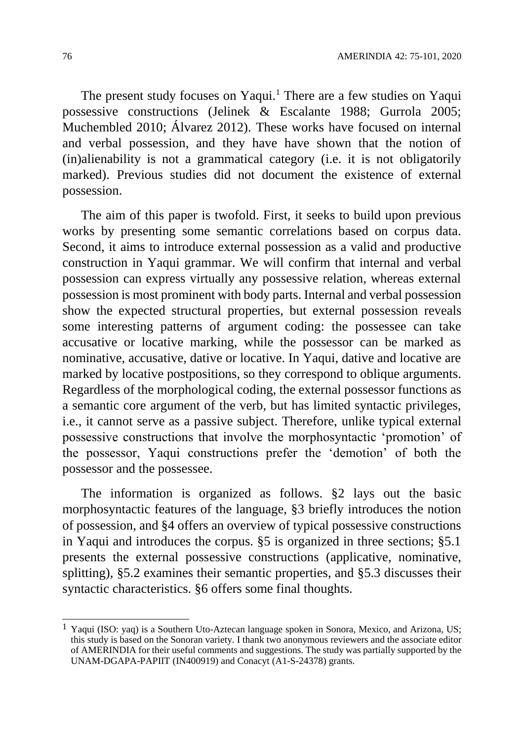The present study focuses on Yaqui.[1] There are a few studies on Yaqui possessive constructions (Jelinek & Escalante 1988; Gurrola 2005; Muchembled 2010; Álvarez 2012). These works have focused on internal and verbal possession, and they have have shown that the notion of (in)alienability is not a grammatical category (i.e. it is not obligatorily marked). Previous studies did not document the existence of external possession.

The aim of this paper is twofold. First, it seeks to build upon previous works by presenting some semantic correlations based on corpus data. Second, it aims to introduce external possession as a valid and productive construction in Yaqui grammar. We will confirm that internal and verbal possession can express virtually any possessive relation, whereas external possession is most prominent with body parts. Internal and verbal possession show the expected structural properties, but external possession reveals some interesting patterns of argument coding: the possessee can take accusative or locative marking, while the possessor can be marked as nominative, accusative, dative or locative. In Yaqui, dative and locative are marked by locative postpositions, so they correspond to oblique arguments. Regardless of the morphological coding, the external possessor functions as a semantic core argument of the verb, but has limited syntactic privileges, i.e., it cannot serve as a passive subject. Therefore, unlike typical external possessive constructions that involve the morphosyntactic 'promotion' of the possessor, Yaqui constructions prefer the 'demotion' of both the possessor and the possessee.

The information is organized as follows. §2 lays out the basic morphosyntactic features of the language, §3 briefly introduces the notion of possession, and §4 offers an overview of typical possessive constructions in Yaqui and introduces the corpus. §5 is organized in three sections; §5.1 presents the external possessive constructions (applicative, nominative, splitting), §5.2 examines their semantic properties, and §5.3 discusses their syntactic characteristics. §6 offers some final thoughts.

---

[1] Yaqui (ISO: yaq) is a Southern Uto-Aztecan language spoken in Sonora, Mexico, and Arizona, US; this study is based on the Sonoran variety. I thank two anonymous reviewers and the associate editor of AMERINDIA for their useful comments and suggestions. The study was partially supported by the UNAM-DGAPA-PAPIIT (IN400919) and Conacyt (A1-S-24378) grants.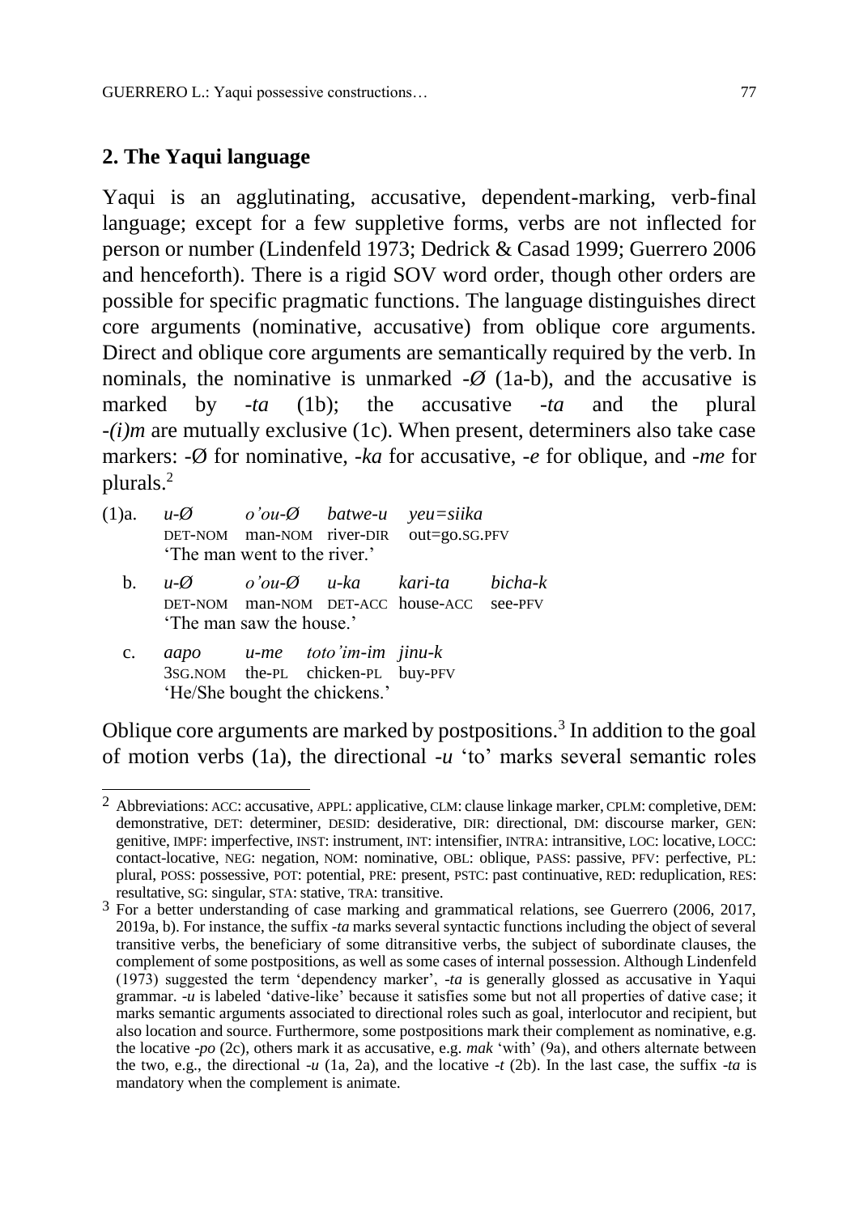## 2. The Yaqui language

Yaqui is an agglutinating, accusative, dependent-marking, verb-final language; except for a few suppletive forms, verbs are not inflected for person or number (Lindenfeld 1973; Dedrick & Casad 1999; Guerrero 2006 and henceforth). There is a rigid SOV word order, though other orders are possible for specific pragmatic functions. The language distinguishes direct core arguments (nominative, accusative) from oblique core arguments. Direct and oblique core arguments are semantically required by the verb. In nominals, the nominative is unmarked *-Ø* (1a-b), and the accusative is marked by *-ta* (1b); the accusative *-ta* and the plural *-(i)m* are mutually exclusive (1c). When present, determiners also take case markers: *-Ø* for nominative, *-ka* for accusative, *-e* for oblique, and *-me* for plurals.[2]

(1)a. *u-Ø o'ou-Ø batwe-u yeu=siika*
DET-NOM man-NOM river-DIR out=go.SG.PFV
'The man went to the river.'

b. *u-Ø o'ou-Ø u-ka kari-ta bicha-k*
DET-NOM man-NOM DET-ACC house-ACC see-PFV
'The man saw the house.'

c. *aapo u-me toto'im-im jinu-k*
3SG.NOM the-PL chicken-PL buy-PFV
'He/She bought the chickens.'

Oblique core arguments are marked by postpositions.[3] In addition to the goal of motion verbs (1a), the directional *-u* 'to' marks several semantic roles

---

[2] Abbreviations: ACC: accusative, APPL: applicative, CLM: clause linkage marker, CPLM: completive, DEM: demonstrative, DET: determiner, DESID: desiderative, DIR: directional, DM: discourse marker, GEN: genitive, IMPF: imperfective, INST: instrument, INT: intensifier, INTRA: intransitive, LOC: locative, LOCC: contact-locative, NEG: negation, NOM: nominative, OBL: oblique, PASS: passive, PFV: perfective, PL: plural, POSS: possessive, POT: potential, PRE: present, PSTC: past continuative, RED: reduplication, RES: resultative, SG: singular, STA: stative, TRA: transitive.

[3] For a better understanding of case marking and grammatical relations, see Guerrero (2006, 2017, 2019a, b). For instance, the suffix *-ta* marks several syntactic functions including the object of several transitive verbs, the beneficiary of some ditransitive verbs, the subject of subordinate clauses, the complement of some postpositions, as well as some cases of internal possession. Although Lindenfeld (1973) suggested the term 'dependency marker', *-ta* is generally glossed as accusative in Yaqui grammar. *-u* is labeled 'dative-like' because it satisfies some but not all properties of dative case; it marks semantic arguments associated to directional roles such as goal, interlocutor and recipient, but also location and source. Furthermore, some postpositions mark their complement as nominative, e.g. the locative *-po* (2c), others mark it as accusative, e.g. *mak* 'with' (9a), and others alternate between the two, e.g., the directional *-u* (1a, 2a), and the locative *-t* (2b). In the last case, the suffix *-ta* is mandatory when the complement is animate.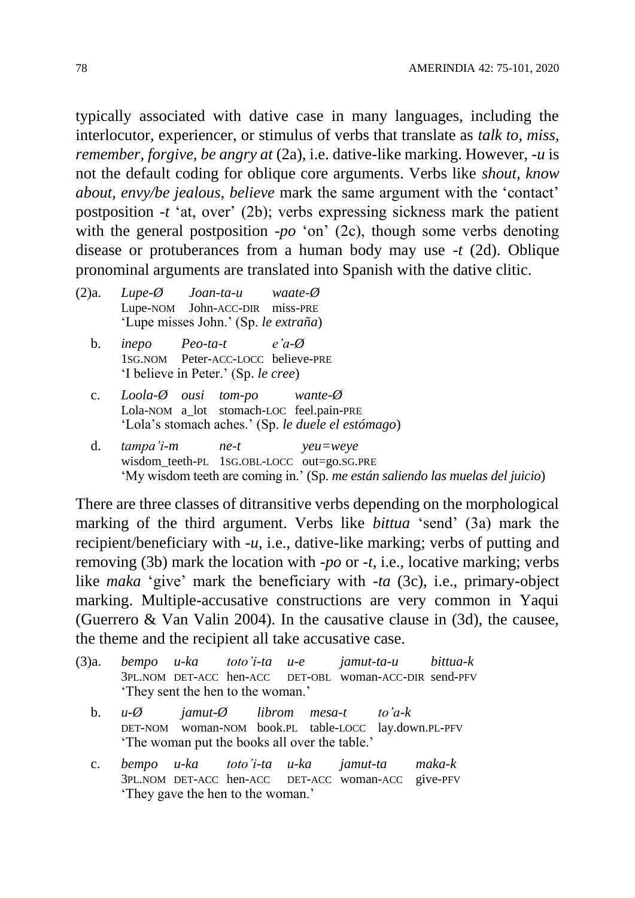typically associated with dative case in many languages, including the interlocutor, experiencer, or stimulus of verbs that translate as *talk to, miss, remember, forgive, be angry at* (2a), i.e. dative-like marking. However, *-u* is not the default coding for oblique core arguments. Verbs like *shout, know about, envy/be jealous, believe* mark the same argument with the 'contact' postposition *-t* 'at, over' (2b); verbs expressing sickness mark the patient with the general postposition *-po* 'on' (2c), though some verbs denoting disease or protuberances from a human body may use *-t* (2d). Oblique pronominal arguments are translated into Spanish with the dative clitic.

(2)a. *Lupe-Ø Joan-ta-u waate-Ø*
Lupe-NOM John-ACC-DIR miss-PRE
'Lupe misses John.' (Sp. *le extraña*)

b. *inepo Peo-ta-t e'a-Ø*
1SG.NOM Peter-ACC-LOCC believe-PRE
'I believe in Peter.' (Sp. *le cree*)

c. *Loola-Ø ousi tom-po wante-Ø*
Lola-NOM a_lot stomach-LOC feel.pain-PRE
'Lola's stomach aches.' (Sp. *le duele el estómago*)

d. *tampa'i-m ne-t yeu=weye*
wisdom_teeth-PL 1SG.OBL-LOCC out=go.SG.PRE
'My wisdom teeth are coming in.' (Sp. *me están saliendo las muelas del juicio*)

There are three classes of ditransitive verbs depending on the morphological marking of the third argument. Verbs like *bittua* 'send' (3a) mark the recipient/beneficiary with *-u*, i.e., dative-like marking; verbs of putting and removing (3b) mark the location with *-po* or *-t*, i.e., locative marking; verbs like *maka* 'give' mark the beneficiary with *-ta* (3c), i.e., primary-object marking. Multiple-accusative constructions are very common in Yaqui (Guerrero & Van Valin 2004). In the causative clause in (3d), the causee, the theme and the recipient all take accusative case.

(3)a. *bempo u-ka toto'i-ta u-e jamut-ta-u bittua-k*
3PL.NOM DET-ACC hen-ACC DET-OBL woman-ACC-DIR send-PFV
'They sent the hen to the woman.'

b. *u-Ø jamut-Ø librom mesa-t to'a-k*
DET-NOM woman-NOM book.PL table-LOCC lay.down.PL-PFV
'The woman put the books all over the table.'

c. *bempo u-ka toto'i-ta u-ka jamut-ta maka-k*
3PL.NOM DET-ACC hen-ACC DET-ACC woman-ACC give-PFV
'They gave the hen to the woman.'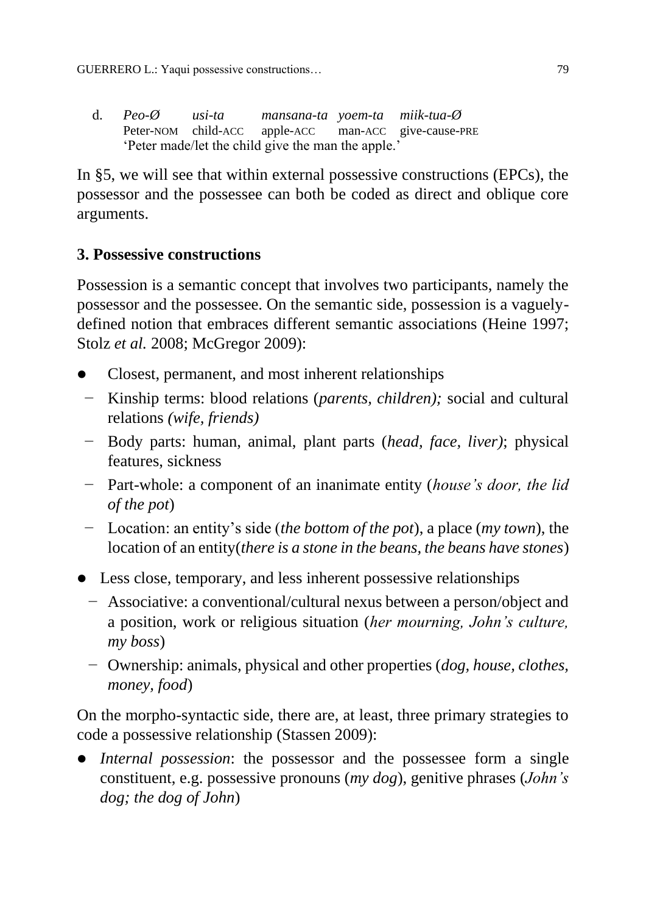d. *Peo-Ø* *usi-ta* *mansana-ta* *yoem-ta* *miik-tua-Ø*
   Peter-NOM child-ACC apple-ACC man-ACC give-cause-PRE
   'Peter made/let the child give the man the apple.'

In §5, we will see that within external possessive constructions (EPCs), the possessor and the possessee can both be coded as direct and oblique core arguments.

## 3. Possessive constructions

Possession is a semantic concept that involves two participants, namely the possessor and the possessee. On the semantic side, possession is a vaguely-defined notion that embraces different semantic associations (Heine 1997; Stolz *et al.* 2008; McGregor 2009):

- Closest, permanent, and most inherent relationships
  - Kinship terms: blood relations (*parents, children);* social and cultural relations *(wife, friends)*
  - Body parts: human, animal, plant parts (*head, face, liver)*; physical features, sickness
  - Part-whole: a component of an inanimate entity (*house's door, the lid of the pot*)
  - Location: an entity's side (*the bottom of the pot*), a place (*my town*), the location of an entity(*there is a stone in the beans, the beans have stones*)
- Less close, temporary, and less inherent possessive relationships
  - Associative: a conventional/cultural nexus between a person/object and a position, work or religious situation (*her mourning, John's culture, my boss*)
  - Ownership: animals, physical and other properties (*dog, house, clothes, money, food*)

On the morpho-syntactic side, there are, at least, three primary strategies to code a possessive relationship (Stassen 2009):

- *Internal possession*: the possessor and the possessee form a single constituent, e.g. possessive pronouns (*my dog*), genitive phrases (*John's dog; the dog of John*)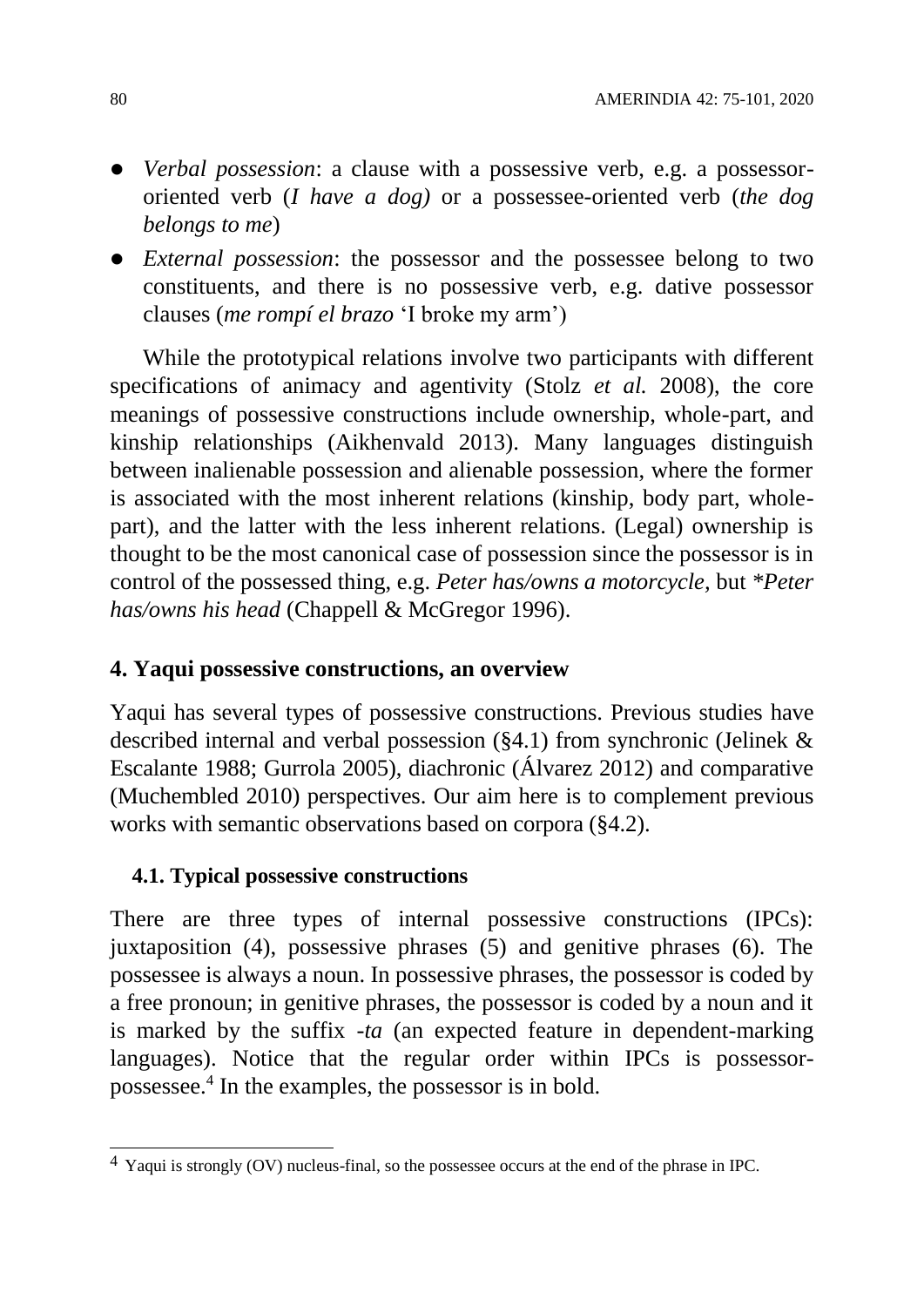- *Verbal possession*: a clause with a possessive verb, e.g. a possessor-oriented verb (*I have a dog)* or a possessee-oriented verb (*the dog belongs to me*)
- *External possession*: the possessor and the possessee belong to two constituents, and there is no possessive verb, e.g. dative possessor clauses (*me rompí el brazo* 'I broke my arm')

While the prototypical relations involve two participants with different specifications of animacy and agentivity (Stolz *et al.* 2008), the core meanings of possessive constructions include ownership, whole-part, and kinship relationships (Aikhenvald 2013). Many languages distinguish between inalienable possession and alienable possession, where the former is associated with the most inherent relations (kinship, body part, whole-part), and the latter with the less inherent relations. (Legal) ownership is thought to be the most canonical case of possession since the possessor is in control of the possessed thing, e.g. *Peter has/owns a motorcycle,* but *\*Peter has/owns his head* (Chappell & McGregor 1996).

## 4. Yaqui possessive constructions, an overview

Yaqui has several types of possessive constructions. Previous studies have described internal and verbal possession (§4.1) from synchronic (Jelinek & Escalante 1988; Gurrola 2005), diachronic (Álvarez 2012) and comparative (Muchembled 2010) perspectives. Our aim here is to complement previous works with semantic observations based on corpora (§4.2).

### 4.1. Typical possessive constructions

There are three types of internal possessive constructions (IPCs): juxtaposition (4), possessive phrases (5) and genitive phrases (6). The possessee is always a noun. In possessive phrases, the possessor is coded by a free pronoun; in genitive phrases, the possessor is coded by a noun and it is marked by the suffix *-ta* (an expected feature in dependent-marking languages). Notice that the regular order within IPCs is possessor-possessee.[4] In the examples, the possessor is in bold.

[4] Yaqui is strongly (OV) nucleus-final, so the possessee occurs at the end of the phrase in IPC.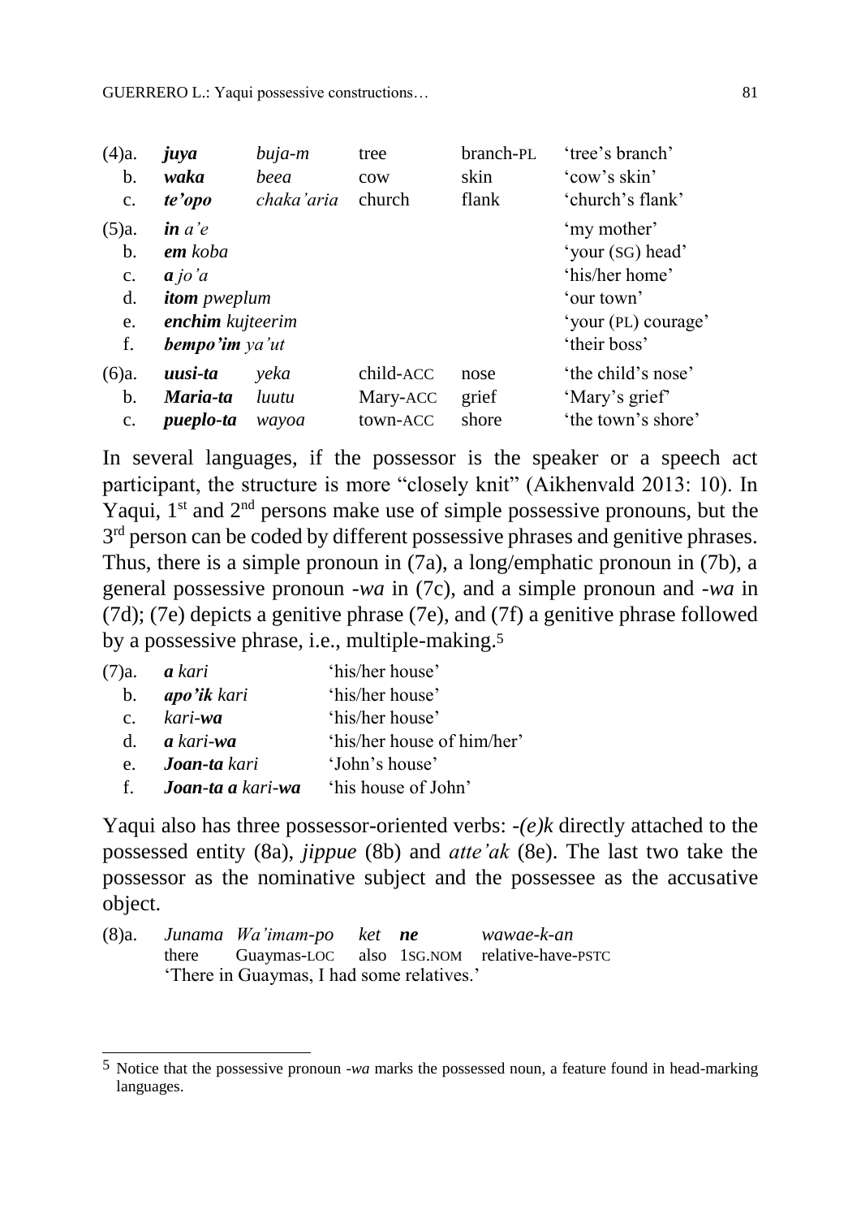| | | | | | |
|---|---|---|---|---|---|
| (4)a. | ***juya*** | *buja-m* | tree | branch-PL | 'tree's branch' |
| b. | ***waka*** | *beea* | cow | skin | 'cow's skin' |
| c. | ***te'opo*** | *chaka'aria* | church | flank | 'church's flank' |
| (5)a. | ***in*** *a'e* | | | | 'my mother' |
| b. | ***em*** *koba* | | | | 'your (SG) head' |
| c. | ***a*** *jo'a* | | | | 'his/her home' |
| d. | ***itom*** *pweplum* | | | | 'our town' |
| e. | ***enchim*** *kujteerim* | | | | 'your (PL) courage' |
| f. | ***bempo'im*** *ya'ut* | | | | 'their boss' |
| (6)a. | ***uusi-ta*** | *yeka* | child-ACC | nose | 'the child's nose' |
| b. | ***Maria-ta*** | *luutu* | Mary-ACC | grief | 'Mary's grief' |
| c. | ***pueplo-ta*** | *wayoa* | town-ACC | shore | 'the town's shore' |

In several languages, if the possessor is the speaker or a speech act participant, the structure is more "closely knit" (Aikhenvald 2013: 10). In Yaqui, 1st and 2nd persons make use of simple possessive pronouns, but the 3rd person can be coded by different possessive phrases and genitive phrases. Thus, there is a simple pronoun in (7a), a long/emphatic pronoun in (7b), a general possessive pronoun *-wa* in (7c), and a simple pronoun and *-wa* in (7d); (7e) depicts a genitive phrase (7e), and (7f) a genitive phrase followed by a possessive phrase, i.e., multiple-making.[5]

| | | |
|---|---|---|
| (7)a. | ***a*** *kari* | 'his/her house' |
| b. | ***apo'ik*** *kari* | 'his/her house' |
| c. | *kari-**wa*** | 'his/her house' |
| d. | ***a*** *kari-**wa*** | 'his/her house of him/her' |
| e. | ***Joan-ta*** *kari* | 'John's house' |
| f. | ***Joan-ta a*** *kari-**wa*** | 'his house of John' |

Yaqui also has three possessor-oriented verbs: *-(e)k* directly attached to the possessed entity (8a), *jippue* (8b) and *atte'ak* (8e). The last two take the possessor as the nominative subject and the possessee as the accusative object.

(8)a. *Junama Wa'imam-po ket **ne** wawae-k-an*
there Guaymas-LOC also 1SG.NOM relative-have-PSTC
'There in Guaymas, I had some relatives.'

---

[5] Notice that the possessive pronoun *-wa* marks the possessed noun, a feature found in head-marking languages.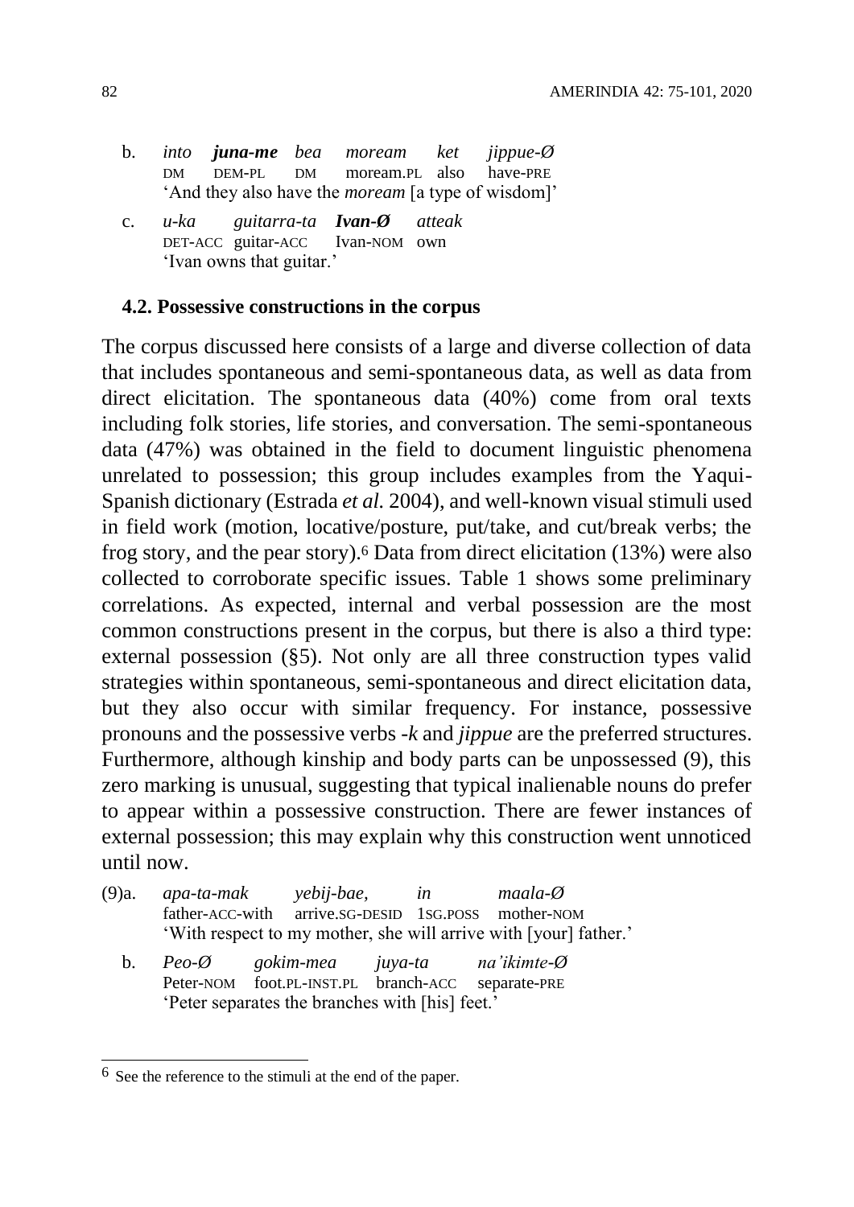b. *into* ***juna-me*** *bea* *moream* *ket* *jippue-Ø*
   DM DEM-PL DM moream.PL also have-PRE
   'And they also have the *moream* [a type of wisdom]'

c. *u-ka* *guitarra-ta* ***Ivan-Ø*** *atteak*
   DET-ACC guitar-ACC Ivan-NOM own
   'Ivan owns that guitar.'

### 4.2. Possessive constructions in the corpus

The corpus discussed here consists of a large and diverse collection of data that includes spontaneous and semi-spontaneous data, as well as data from direct elicitation. The spontaneous data (40%) come from oral texts including folk stories, life stories, and conversation. The semi-spontaneous data (47%) was obtained in the field to document linguistic phenomena unrelated to possession; this group includes examples from the Yaqui-Spanish dictionary (Estrada *et al.* 2004), and well-known visual stimuli used in field work (motion, locative/posture, put/take, and cut/break verbs; the frog story, and the pear story).[6] Data from direct elicitation (13%) were also collected to corroborate specific issues. Table 1 shows some preliminary correlations. As expected, internal and verbal possession are the most common constructions present in the corpus, but there is also a third type: external possession (§5). Not only are all three construction types valid strategies within spontaneous, semi-spontaneous and direct elicitation data, but they also occur with similar frequency. For instance, possessive pronouns and the possessive verbs *-k* and *jippue* are the preferred structures. Furthermore, although kinship and body parts can be unpossessed (9), this zero marking is unusual, suggesting that typical inalienable nouns do prefer to appear within a possessive construction. There are fewer instances of external possession; this may explain why this construction went unnoticed until now.

(9)a. *apa-ta-mak* *yebij-bae,* *in* *maala-Ø*
   father-ACC-with arrive.SG-DESID 1SG.POSS mother-NOM
   'With respect to my mother, she will arrive with [your] father.'

b. *Peo-Ø* *gokim-mea* *juya-ta* *na'ikimte-Ø*
   Peter-NOM foot.PL-INST.PL branch-ACC separate-PRE
   'Peter separates the branches with [his] feet.'

[6] See the reference to the stimuli at the end of the paper.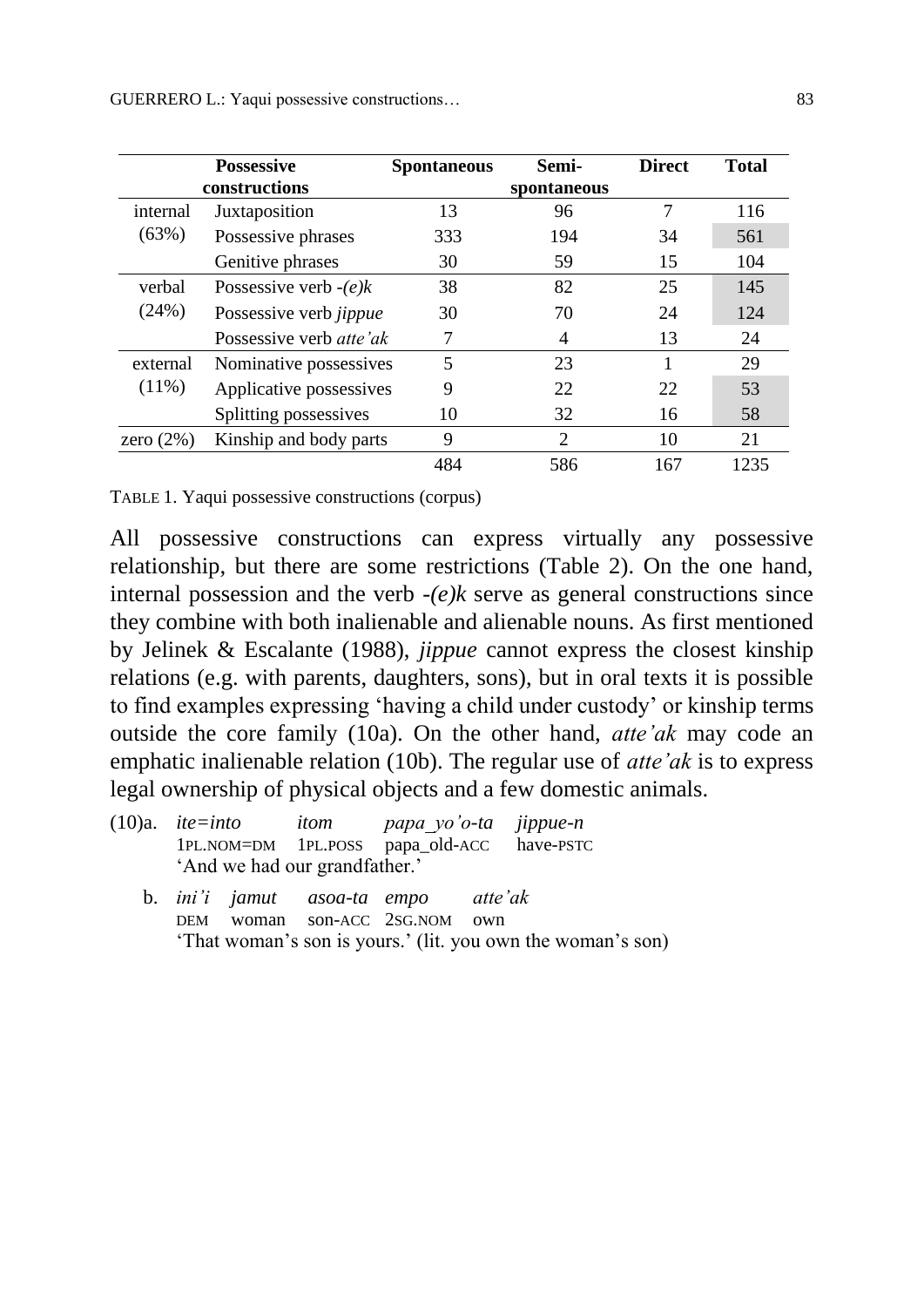|  | Possessive constructions | Spontaneous | Semi-spontaneous | Direct | Total |
|---|---|---|---|---|---|
| internal (63%) | Juxtaposition | 13 | 96 | 7 | 116 |
|  | Possessive phrases | 333 | 194 | 34 | 561 |
|  | Genitive phrases | 30 | 59 | 15 | 104 |
| verbal (24%) | Possessive verb *-(e)k* | 38 | 82 | 25 | 145 |
|  | Possessive verb *jippue* | 30 | 70 | 24 | 124 |
|  | Possessive verb *atte'ak* | 7 | 4 | 13 | 24 |
| external (11%) | Nominative possessives | 5 | 23 | 1 | 29 |
|  | Applicative possessives | 9 | 22 | 22 | 53 |
|  | Splitting possessives | 10 | 32 | 16 | 58 |
| zero (2%) | Kinship and body parts | 9 | 2 | 10 | 21 |
|  |  | 484 | 586 | 167 | 1235 |

TABLE 1. Yaqui possessive constructions (corpus)

All possessive constructions can express virtually any possessive relationship, but there are some restrictions (Table 2). On the one hand, internal possession and the verb *-(e)k* serve as general constructions since they combine with both inalienable and alienable nouns. As first mentioned by Jelinek & Escalante (1988), *jippue* cannot express the closest kinship relations (e.g. with parents, daughters, sons), but in oral texts it is possible to find examples expressing 'having a child under custody' or kinship terms outside the core family (10a). On the other hand, *atte'ak* may code an emphatic inalienable relation (10b). The regular use of *atte'ak* is to express legal ownership of physical objects and a few domestic animals.

(10)a. *ite=into* *itom* *papa_yo'o-ta* *jippue-n*
1PL.NOM=DM 1PL.POSS papa_old-ACC have-PSTC
'And we had our grandfather.'

b. *ini'i* *jamut* *asoa-ta* *empo* *atte'ak*
DEM woman son-ACC 2SG.NOM own
'That woman's son is yours.' (lit. you own the woman's son)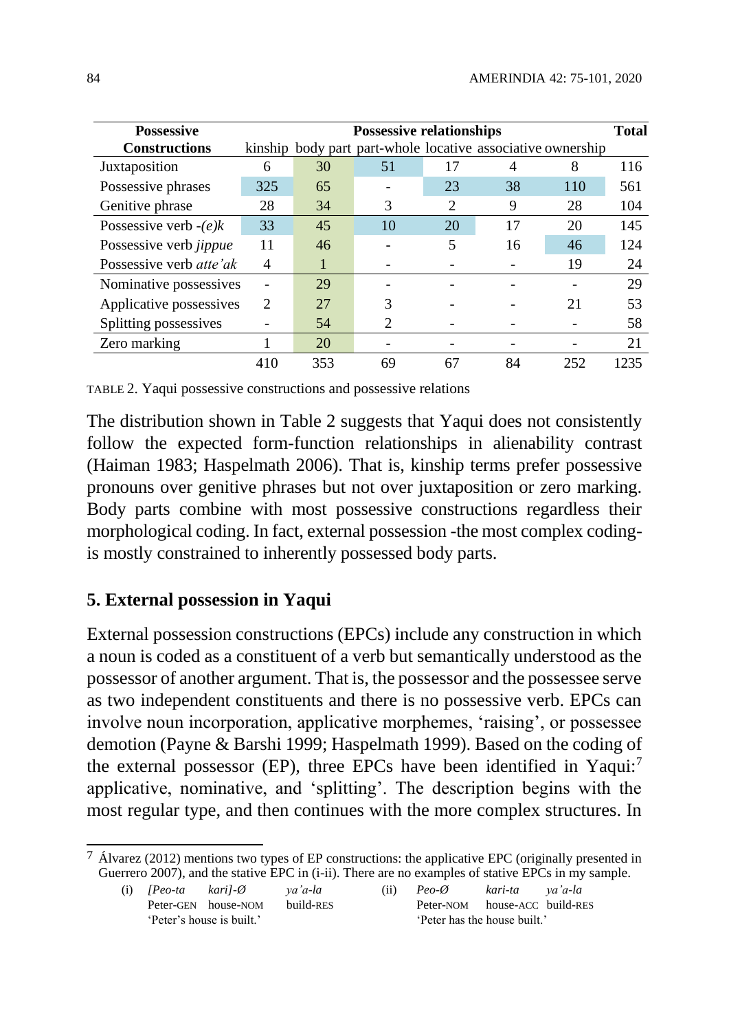| Possessive Constructions | Possessive relationships | | | | | | Total |
|---|---|---|---|---|---|---|---|
| | kinship | body part | part-whole | locative | associative | ownership | |
| Juxtaposition | 6 | 30 | 51 | 17 | 4 | 8 | 116 |
| Possessive phrases | 325 | 65 | - | 23 | 38 | 110 | 561 |
| Genitive phrase | 28 | 34 | 3 | 2 | 9 | 28 | 104 |
| Possessive verb *-(e)k* | 33 | 45 | 10 | 20 | 17 | 20 | 145 |
| Possessive verb *jippue* | 11 | 46 | - | 5 | 16 | 46 | 124 |
| Possessive verb *atte'ak* | 4 | 1 | - | - | - | 19 | 24 |
| Nominative possessives | - | 29 | - | - | - | - | 29 |
| Applicative possessives | 2 | 27 | 3 | - | - | 21 | 53 |
| Splitting possessives | - | 54 | 2 | - | - | - | 58 |
| Zero marking | 1 | 20 | - | - | - | - | 21 |
| | 410 | 353 | 69 | 67 | 84 | 252 | 1235 |

TABLE 2. Yaqui possessive constructions and possessive relations

The distribution shown in Table 2 suggests that Yaqui does not consistently follow the expected form-function relationships in alienability contrast (Haiman 1983; Haspelmath 2006). That is, kinship terms prefer possessive pronouns over genitive phrases but not over juxtaposition or zero marking. Body parts combine with most possessive constructions regardless their morphological coding. In fact, external possession -the most complex coding- is mostly constrained to inherently possessed body parts.

## 5. External possession in Yaqui

External possession constructions (EPCs) include any construction in which a noun is coded as a constituent of a verb but semantically understood as the possessor of another argument. That is, the possessor and the possessee serve as two independent constituents and there is no possessive verb. EPCs can involve noun incorporation, applicative morphemes, 'raising', or possessee demotion (Payne & Barshi 1999; Haspelmath 1999). Based on the coding of the external possessor (EP), three EPCs have been identified in Yaqui:[7] applicative, nominative, and 'splitting'. The description begins with the most regular type, and then continues with the more complex structures. In

[7] Álvarez (2012) mentions two types of EP constructions: the applicative EPC (originally presented in Guerrero 2007), and the stative EPC in (i-ii). There are no examples of stative EPCs in my sample.

(i) *[Peo-ta kari]-Ø ya'a-la*
Peter-GEN house-NOM build-RES
'Peter's house is built.'

(ii) *Peo-Ø kari-ta ya'a-la*
Peter-NOM house-ACC build-RES
'Peter has the house built.'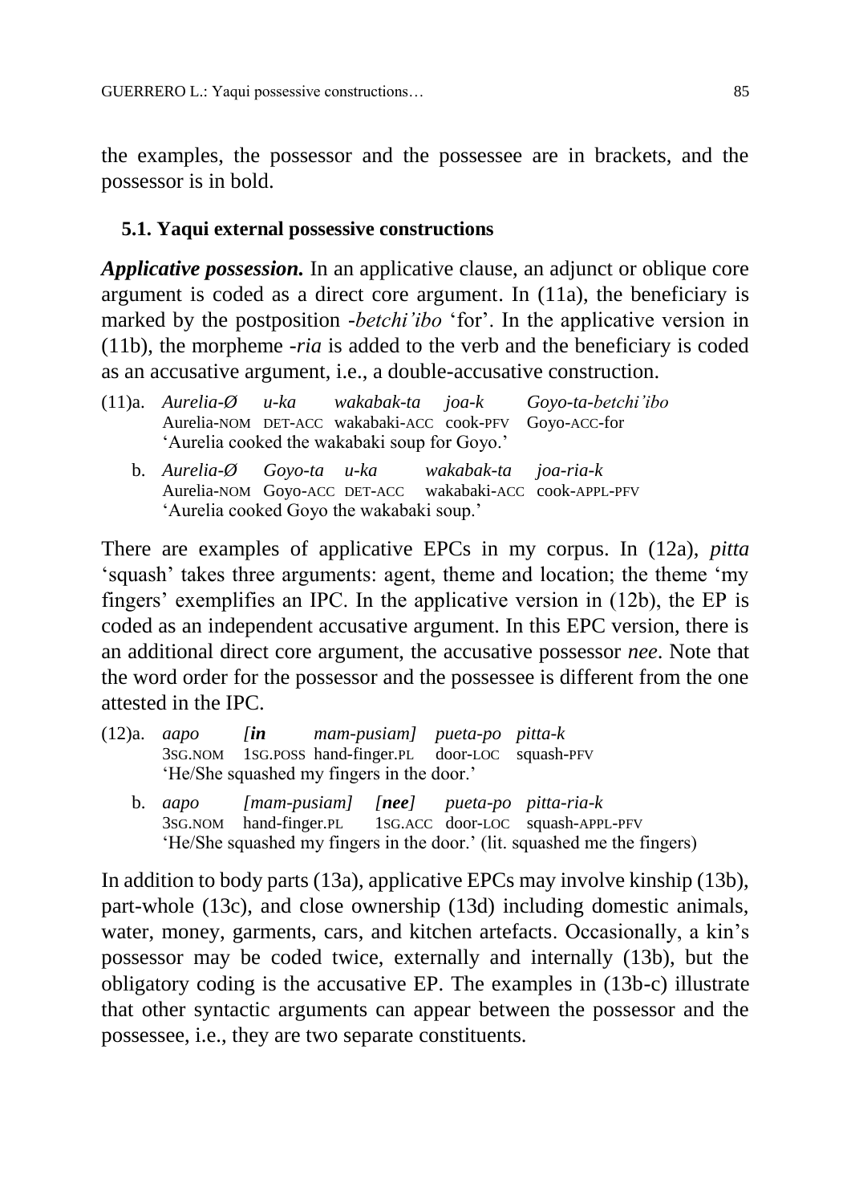the examples, the possessor and the possessee are in brackets, and the possessor is in bold.

### 5.1. Yaqui external possessive constructions

***Applicative possession.*** In an applicative clause, an adjunct or oblique core argument is coded as a direct core argument. In (11a), the beneficiary is marked by the postposition *-betchi'ibo* 'for'. In the applicative version in (11b), the morpheme *-ria* is added to the verb and the beneficiary is coded as an accusative argument, i.e., a double-accusative construction.

(11)a. *Aurelia-Ø u-ka wakabak-ta joa-k Goyo-ta-betchi'ibo*
Aurelia-NOM DET-ACC wakabaki-ACC cook-PFV Goyo-ACC-for
'Aurelia cooked the wakabaki soup for Goyo.'

b. *Aurelia-Ø Goyo-ta u-ka wakabak-ta joa-ria-k*
Aurelia-NOM Goyo-ACC DET-ACC wakabaki-ACC cook-APPL-PFV
'Aurelia cooked Goyo the wakabaki soup.'

There are examples of applicative EPCs in my corpus. In (12a), *pitta* 'squash' takes three arguments: agent, theme and location; the theme 'my fingers' exemplifies an IPC. In the applicative version in (12b), the EP is coded as an independent accusative argument. In this EPC version, there is an additional direct core argument, the accusative possessor *nee*. Note that the word order for the possessor and the possessee is different from the one attested in the IPC.

(12)a. *aapo [**in** mam-pusiam] pueta-po pitta-k*
3SG.NOM 1SG.POSS hand-finger.PL door-LOC squash-PFV
'He/She squashed my fingers in the door.'

b. *aapo [mam-pusiam] [**nee**] pueta-po pitta-ria-k*
3SG.NOM hand-finger.PL 1SG.ACC door-LOC squash-APPL-PFV
'He/She squashed my fingers in the door.' (lit. squashed me the fingers)

In addition to body parts (13a), applicative EPCs may involve kinship (13b), part-whole (13c), and close ownership (13d) including domestic animals, water, money, garments, cars, and kitchen artefacts. Occasionally, a kin's possessor may be coded twice, externally and internally (13b), but the obligatory coding is the accusative EP. The examples in (13b-c) illustrate that other syntactic arguments can appear between the possessor and the possessee, i.e., they are two separate constituents.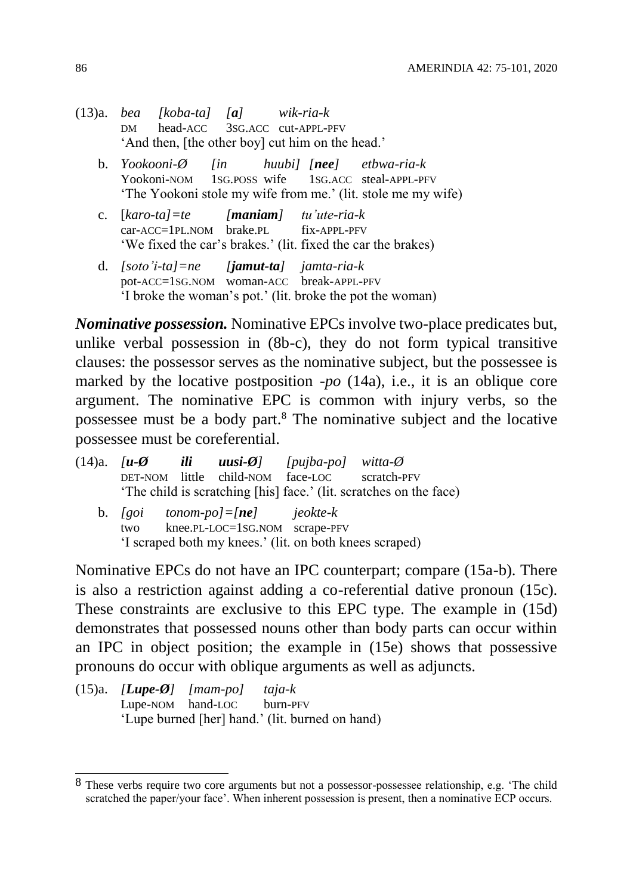(13)a. *bea [koba-ta] [**a**] wik-ria-k*
DM head-ACC 3SG.ACC cut-APPL-PFV
'And then, [the other boy] cut him on the head.'

b. *Yookooni-Ø [in huubi] [**nee**] etbwa-ria-k*
Yookoni-NOM 1SG.POSS wife 1SG.ACC steal-APPL-PFV
'The Yookoni stole my wife from me.' (lit. stole me my wife)

c. [*karo-ta]=te [**maniam**] tu'ute-ria-k*
car-ACC=1PL.NOM brake.PL fix-APPL-PFV
'We fixed the car's brakes.' (lit. fixed the car the brakes)

d. *[soto'i-ta]=ne [**jamut-ta**] jamta-ria-k*
pot-ACC=1SG.NOM woman-ACC break-APPL-PFV
'I broke the woman's pot.' (lit. broke the pot the woman)

***Nominative possession.*** Nominative EPCs involve two-place predicates but, unlike verbal possession in (8b-c), they do not form typical transitive clauses: the possessor serves as the nominative subject, but the possessee is marked by the locative postposition *-po* (14a), i.e., it is an oblique core argument. The nominative EPC is common with injury verbs, so the possessee must be a body part.[8] The nominative subject and the locative possessee must be coreferential.

(14)a. *[**u-Ø** **ili** **uusi-Ø**] [pujba-po] witta-Ø*
DET-NOM little child-NOM face-LOC scratch-PFV
'The child is scratching [his] face.' (lit. scratches on the face)

b. *[goi tonom-po]=[**ne**] jeokte-k*
two knee.PL-LOC=1SG.NOM scrape-PFV
'I scraped both my knees.' (lit. on both knees scraped)

Nominative EPCs do not have an IPC counterpart; compare (15a-b). There is also a restriction against adding a co-referential dative pronoun (15c). These constraints are exclusive to this EPC type. The example in (15d) demonstrates that possessed nouns other than body parts can occur within an IPC in object position; the example in (15e) shows that possessive pronouns do occur with oblique arguments as well as adjuncts.

(15)a. *[**Lupe-Ø**] [mam-po] taja-k*
Lupe-NOM hand-LOC burn-PFV
'Lupe burned [her] hand.' (lit. burned on hand)

---

[8] These verbs require two core arguments but not a possessor-possessee relationship, e.g. 'The child scratched the paper/your face'. When inherent possession is present, then a nominative ECP occurs.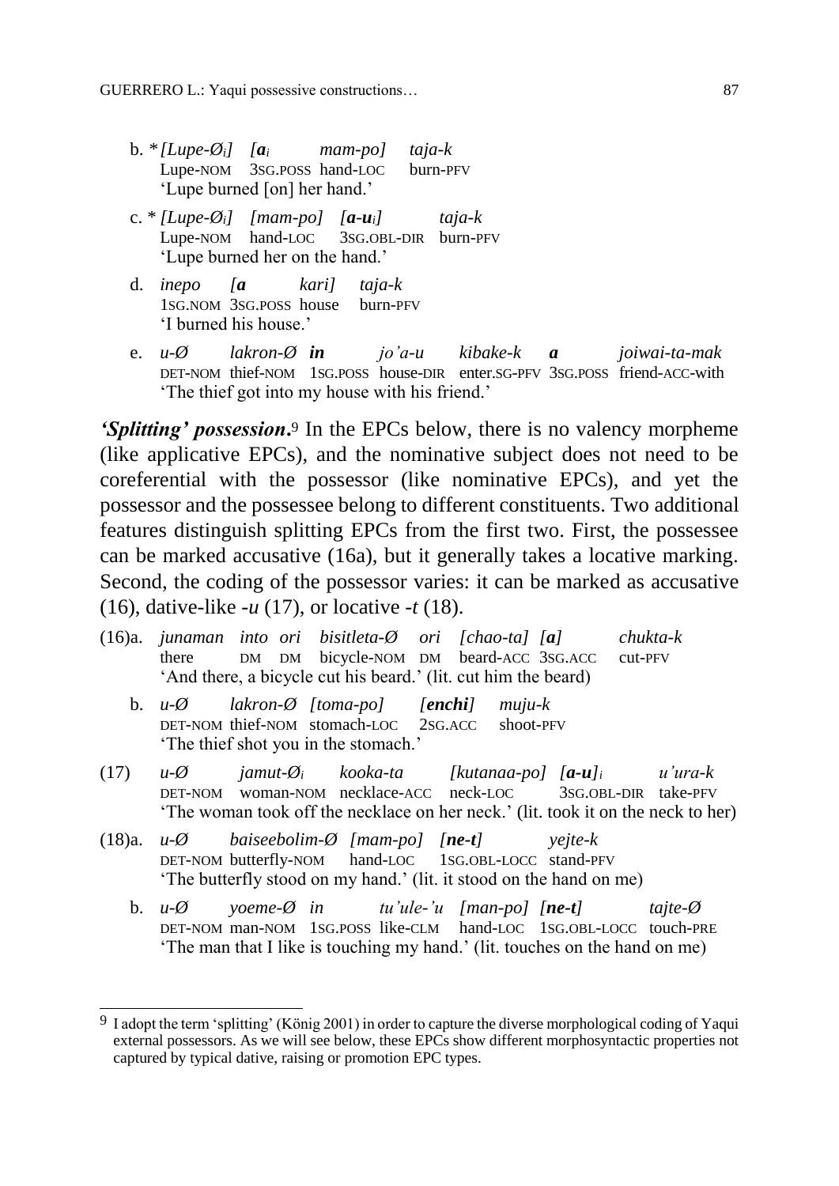b. \* *[Lupe-Ø$_i$] [**a**$_i$ mam-po] taja-k*
   Lupe-NOM 3SG.POSS hand-LOC burn-PFV
   'Lupe burned [on] her hand.'

c. \* *[Lupe-Ø$_i$] [mam-po] [**a-u**$_i$] taja-k*
   Lupe-NOM hand-LOC 3SG.OBL-DIR burn-PFV
   'Lupe burned her on the hand.'

d. *inepo [**a** kari] taja-k*
   1SG.NOM 3SG.POSS house burn-PFV
   'I burned his house.'

e. *u-Ø lakron-Ø **in** jo'a-u kibake-k **a** joiwai-ta-mak*
   DET-NOM thief-NOM 1SG.POSS house-DIR enter.SG-PFV 3SG.POSS friend-ACC-with
   'The thief got into my house with his friend.'

***'Splitting' possession*.**[9] In the EPCs below, there is no valency morpheme (like applicative EPCs), and the nominative subject does not need to be coreferential with the possessor (like nominative EPCs), and yet the possessor and the possessee belong to different constituents. Two additional features distinguish splitting EPCs from the first two. First, the possessee can be marked accusative (16a), but it generally takes a locative marking. Second, the coding of the possessor varies: it can be marked as accusative (16), dative-like *-u* (17), or locative *-t* (18).

(16)a. *junaman into ori bisitleta-Ø ori [chao-ta] [**a**] chukta-k*
   there DM DM bicycle-NOM DM beard-ACC 3SG.ACC cut-PFV
   'And there, a bicycle cut his beard.' (lit. cut him the beard)

b. *u-Ø lakron-Ø [toma-po] [**enchi**] muju-k*
   DET-NOM thief-NOM stomach-LOC 2SG.ACC shoot-PFV
   'The thief shot you in the stomach.'

(17) *u-Ø jamut-Ø$_i$ kooka-ta [kutanaa-po] [**a-u**]$_i$ u'ura-k*
   DET-NOM woman-NOM necklace-ACC neck-LOC 3SG.OBL-DIR take-PFV
   'The woman took off the necklace on her neck.' (lit. took it on the neck to her)

(18)a. *u-Ø baiseebolim-Ø [mam-po] [**ne-t**] yejte-k*
   DET-NOM butterfly-NOM hand-LOC 1SG.OBL-LOCC stand-PFV
   'The butterfly stood on my hand.' (lit. it stood on the hand on me)

b. *u-Ø yoeme-Ø in tu'ule-'u [man-po] [**ne-t**] tajte-Ø*
   DET-NOM man-NOM 1SG.POSS like-CLM hand-LOC 1SG.OBL-LOCC touch-PRE
   'The man that I like is touching my hand.' (lit. touches on the hand on me)

---

[9] I adopt the term 'splitting' (König 2001) in order to capture the diverse morphological coding of Yaqui external possessors. As we will see below, these EPCs show different morphosyntactic properties not captured by typical dative, raising or promotion EPC types.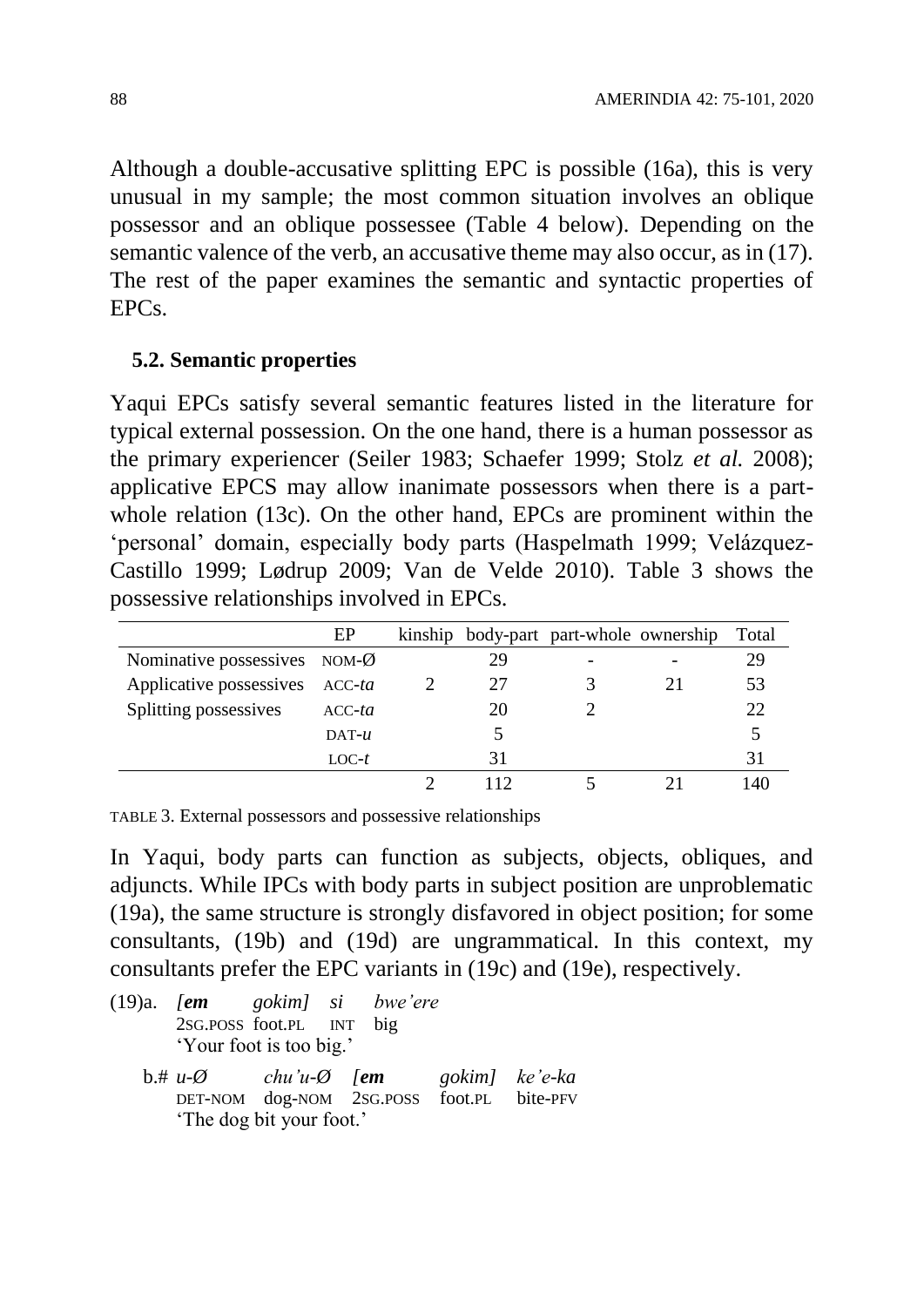Although a double-accusative splitting EPC is possible (16a), this is very unusual in my sample; the most common situation involves an oblique possessor and an oblique possessee (Table 4 below). Depending on the semantic valence of the verb, an accusative theme may also occur, as in (17). The rest of the paper examines the semantic and syntactic properties of EPCs.

### 5.2. Semantic properties

Yaqui EPCs satisfy several semantic features listed in the literature for typical external possession. On the one hand, there is a human possessor as the primary experiencer (Seiler 1983; Schaefer 1999; Stolz *et al.* 2008); applicative EPCS may allow inanimate possessors when there is a part-whole relation (13c). On the other hand, EPCs are prominent within the 'personal' domain, especially body parts (Haspelmath 1999; Velázquez-Castillo 1999; Lødrup 2009; Van de Velde 2010). Table 3 shows the possessive relationships involved in EPCs.

| | EP | kinship | body-part | part-whole | ownership | Total |
|---|---|---|---|---|---|---|
| Nominative possessives | NOM-Ø | | 29 | - | - | 29 |
| Applicative possessives | ACC-*ta* | 2 | 27 | 3 | 21 | 53 |
| Splitting possessives | ACC-*ta* | | 20 | 2 | | 22 |
| | DAT-*u* | | 5 | | | 5 |
| | LOC-*t* | | 31 | | | 31 |
| | | 2 | 112 | 5 | 21 | 140 |

TABLE 3. External possessors and possessive relationships

In Yaqui, body parts can function as subjects, objects, obliques, and adjuncts. While IPCs with body parts in subject position are unproblematic (19a), the same structure is strongly disfavored in object position; for some consultants, (19b) and (19d) are ungrammatical. In this context, my consultants prefer the EPC variants in (19c) and (19e), respectively.

(19)a. *[**em** gokim] si bwe'ere*
2SG.POSS foot.PL INT big
'Your foot is too big.'

b.# *u-Ø chu'u-Ø [**em** gokim] ke'e-ka*
DET-NOM dog-NOM 2SG.POSS foot.PL bite-PFV
'The dog bit your foot.'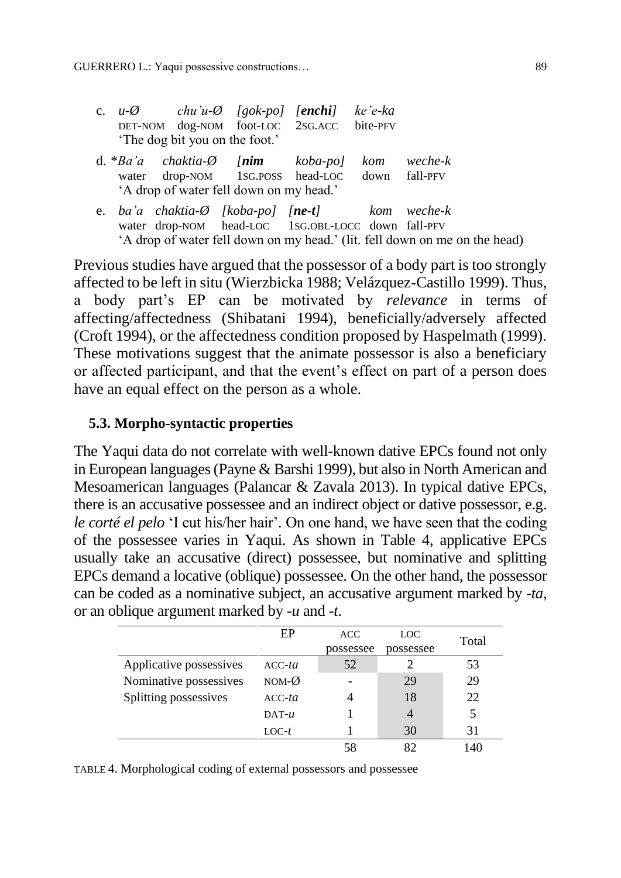c. *u-Ø chu'u-Ø [gok-po] [**enchi**] ke'e-ka*
   DET-NOM dog-NOM foot-LOC 2SG.ACC bite-PFV
   'The dog bit you on the foot.'

d. \**Ba'a chaktia-Ø [**nim** koba-po] kom weche-k*
   water drop-NOM 1SG.POSS head-LOC down fall-PFV
   'A drop of water fell down on my head.'

e. *ba'a chaktia-Ø [koba-po] [**ne-t**] kom weche-k*
   water drop-NOM head-LOC 1SG.OBL-LOCC down fall-PFV
   'A drop of water fell down on my head.' (lit. fell down on me on the head)

Previous studies have argued that the possessor of a body part is too strongly affected to be left in situ (Wierzbicka 1988; Velázquez-Castillo 1999). Thus, a body part's EP can be motivated by *relevance* in terms of affecting/affectedness (Shibatani 1994), beneficially/adversely affected (Croft 1994), or the affectedness condition proposed by Haspelmath (1999). These motivations suggest that the animate possessor is also a beneficiary or affected participant, and that the event's effect on part of a person does have an equal effect on the person as a whole.

### 5.3. Morpho-syntactic properties

The Yaqui data do not correlate with well-known dative EPCs found not only in European languages (Payne & Barshi 1999), but also in North American and Mesoamerican languages (Palancar & Zavala 2013). In typical dative EPCs, there is an accusative possessee and an indirect object or dative possessor, e.g. *le corté el pelo* 'I cut his/her hair'. On one hand, we have seen that the coding of the possessee varies in Yaqui. As shown in Table 4, applicative EPCs usually take an accusative (direct) possessee, but nominative and splitting EPCs demand a locative (oblique) possessee. On the other hand, the possessor can be coded as a nominative subject, an accusative argument marked by *-ta*, or an oblique argument marked by *-u* and *-t*.

| | EP | ACC possessee | LOC possessee | Total |
|---|---|---|---|---|
| Applicative possessives | ACC-*ta* | 52 | 2 | 53 |
| Nominative possessives | NOM-Ø | - | 29 | 29 |
| Splitting possessives | ACC-*ta* | 4 | 18 | 22 |
| | DAT-*u* | 1 | 4 | 5 |
| | LOC-*t* | 1 | 30 | 31 |
| | | 58 | 82 | 140 |

TABLE 4. Morphological coding of external possessors and possessee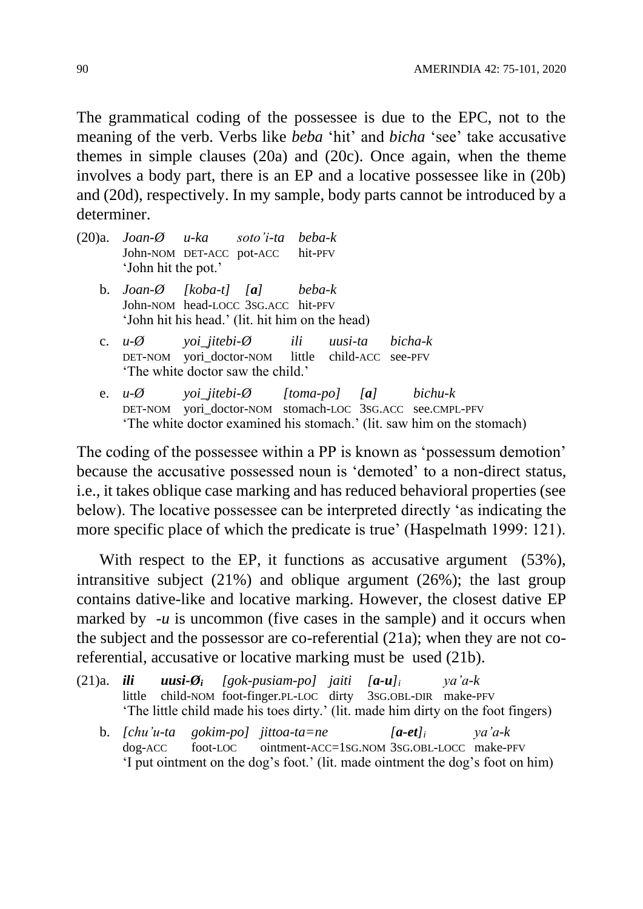The grammatical coding of the possessee is due to the EPC, not to the meaning of the verb. Verbs like *beba* 'hit' and *bicha* 'see' take accusative themes in simple clauses (20a) and (20c). Once again, when the theme involves a body part, there is an EP and a locative possessee like in (20b) and (20d), respectively. In my sample, body parts cannot be introduced by a determiner.

(20)a. *Joan-Ø u-ka soto'i-ta beba-k*
John-NOM DET-ACC pot-ACC hit-PFV
'John hit the pot.'

b. *Joan-Ø [koba-t] [**a**] beba-k*
John-NOM head-LOCC 3SG.ACC hit-PFV
'John hit his head.' (lit. hit him on the head)

c. *u-Ø yoi_jitebi-Ø ili uusi-ta bicha-k*
DET-NOM yori_doctor-NOM little child-ACC see-PFV
'The white doctor saw the child.'

e. *u-Ø yoi_jitebi-Ø [toma-po] [**a**] bichu-k*
DET-NOM yori_doctor-NOM stomach-LOC 3SG.ACC see.CMPL-PFV
'The white doctor examined his stomach.' (lit. saw him on the stomach)

The coding of the possessee within a PP is known as 'possessum demotion' because the accusative possessed noun is 'demoted' to a non-direct status, i.e., it takes oblique case marking and has reduced behavioral properties (see below). The locative possessee can be interpreted directly 'as indicating the more specific place of which the predicate is true' (Haspelmath 1999: 121).

With respect to the EP, it functions as accusative argument (53%), intransitive subject (21%) and oblique argument (26%); the last group contains dative-like and locative marking. However, the closest dative EP marked by *-u* is uncommon (five cases in the sample) and it occurs when the subject and the possessor are co-referential (21a); when they are not co-referential, accusative or locative marking must be used (21b).

(21)a. ***ili uusi-Ø$_i$*** *[gok-pusiam-po] jaiti [**a-u**]$_i$ ya'a-k*
little child-NOM foot-finger.PL-LOC dirty 3SG.OBL-DIR make-PFV
'The little child made his toes dirty.' (lit. made him dirty on the foot fingers)

b. *[chu'u-ta gokim-po] jittoa-ta=ne [**a-et**]$_i$ ya'a-k*
dog-ACC foot-LOC ointment-ACC=1SG.NOM 3SG.OBL-LOCC make-PFV
'I put ointment on the dog's foot.' (lit. made ointment the dog's foot on him)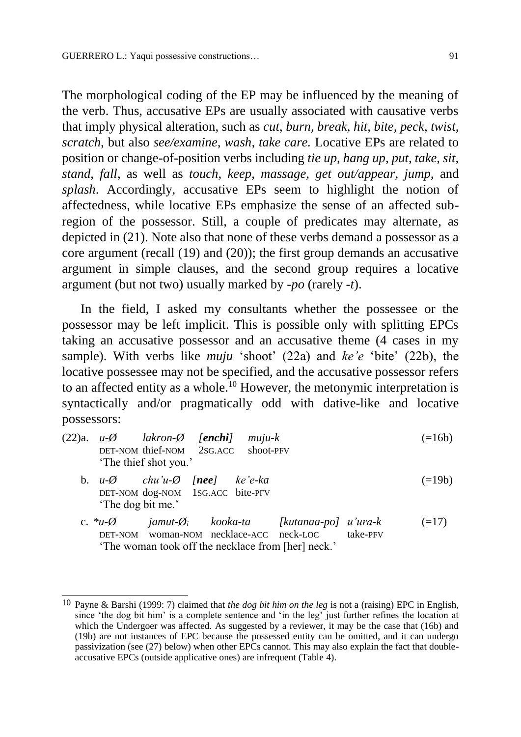The morphological coding of the EP may be influenced by the meaning of the verb. Thus, accusative EPs are usually associated with causative verbs that imply physical alteration, such as *cut, burn, break, hit, bite, peck, twist, scratch,* but also *see/examine, wash, take care.* Locative EPs are related to position or change-of-position verbs including *tie up, hang up, put, take, sit, stand, fall*, as well as *touch, keep, massage, get out/appear, jump,* and *splash*. Accordingly, accusative EPs seem to highlight the notion of affectedness, while locative EPs emphasize the sense of an affected sub-region of the possessor. Still, a couple of predicates may alternate, as depicted in (21). Note also that none of these verbs demand a possessor as a core argument (recall (19) and (20)); the first group demands an accusative argument in simple clauses, and the second group requires a locative argument (but not two) usually marked by *-po* (rarely *-t*).

In the field, I asked my consultants whether the possessee or the possessor may be left implicit. This is possible only with splitting EPCs taking an accusative possessor and an accusative theme (4 cases in my sample). With verbs like *muju* 'shoot' (22a) and *ke'e* 'bite' (22b), the locative possessee may not be specified, and the accusative possessor refers to an affected entity as a whole.[10] However, the metonymic interpretation is syntactically and/or pragmatically odd with dative-like and locative possessors:

(22)a. *u-Ø* *lakron-Ø* *[**enchi**]* *muju-k* (=16b)
DET-NOM thief-NOM 2SG.ACC shoot-PFV
'The thief shot you.'

b. *u-Ø* *chu'u-Ø* *[**nee**]* *ke'e-ka* (=19b)
DET-NOM dog-NOM 1SG.ACC bite-PFV
'The dog bit me.'

c. *\*u-Ø* *jamut-Ø$_i$* *kooka-ta* *[kutanaa-po]* *u'ura-k* (=17)
DET-NOM woman-NOM necklace-ACC neck-LOC take-PFV
'The woman took off the necklace from [her] neck.'

---

[10] Payne & Barshi (1999: 7) claimed that *the dog bit him on the leg* is not a (raising) EPC in English, since 'the dog bit him' is a complete sentence and 'in the leg' just further refines the location at which the Undergoer was affected. As suggested by a reviewer, it may be the case that (16b) and (19b) are not instances of EPC because the possessed entity can be omitted, and it can undergo passivization (see (27) below) when other EPCs cannot. This may also explain the fact that double-accusative EPCs (outside applicative ones) are infrequent (Table 4).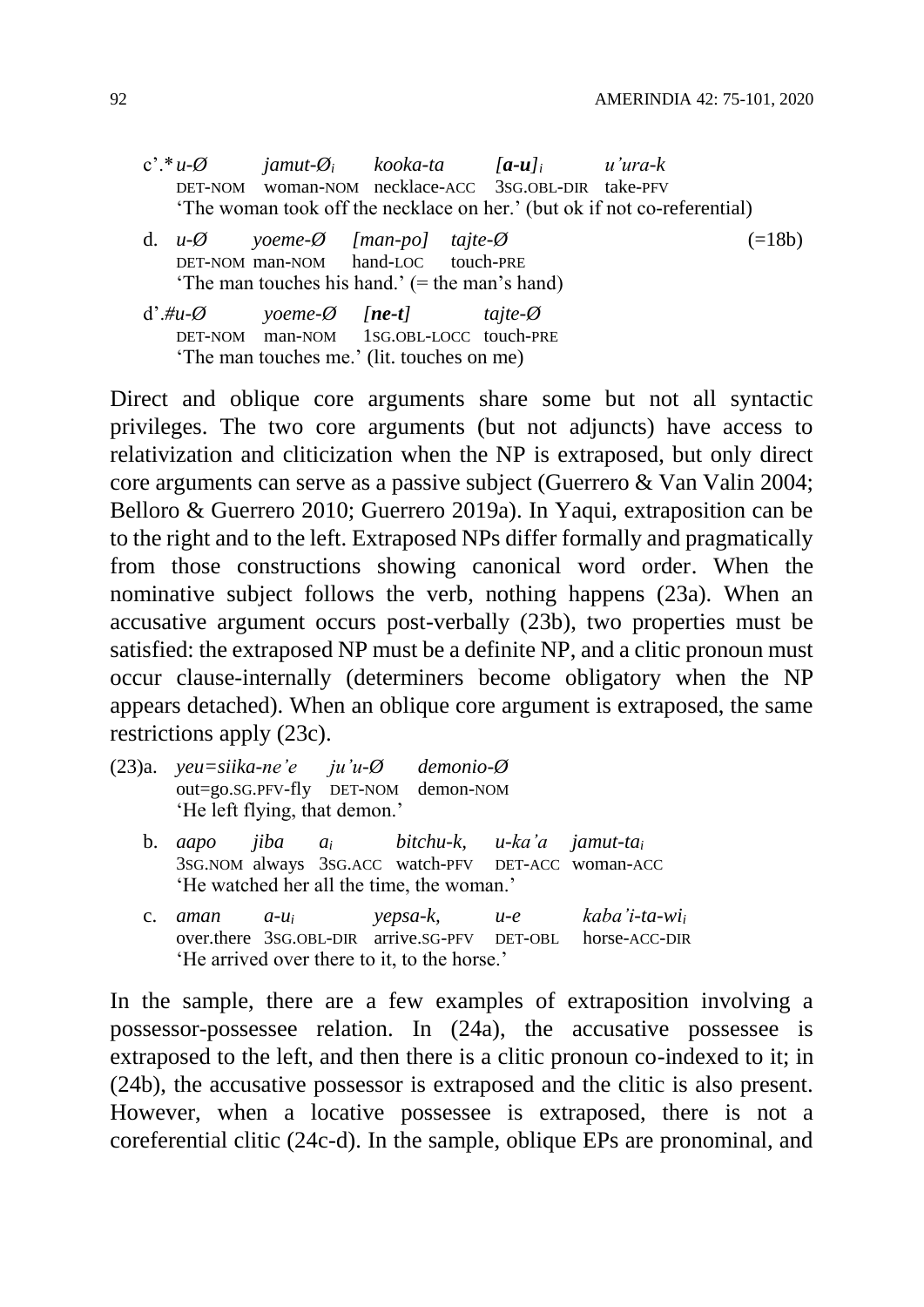c'.* *u-Ø jamut-Ø$_i$ kooka-ta [**a-u**]$_i$ u'ura-k*
DET-NOM woman-NOM necklace-ACC 3SG.OBL-DIR take-PFV
'The woman took off the necklace on her.' (but ok if not co-referential)

d. *u-Ø yoeme-Ø [man-po] tajte-Ø* (=18b)
DET-NOM man-NOM hand-LOC touch-PRE
'The man touches his hand.' (= the man's hand)

d'.# *u-Ø yoeme-Ø [**ne-t**] tajte-Ø*
DET-NOM man-NOM 1SG.OBL-LOCC touch-PRE
'The man touches me.' (lit. touches on me)

Direct and oblique core arguments share some but not all syntactic privileges. The two core arguments (but not adjuncts) have access to relativization and cliticization when the NP is extraposed, but only direct core arguments can serve as a passive subject (Guerrero & Van Valin 2004; Belloro & Guerrero 2010; Guerrero 2019a). In Yaqui, extraposition can be to the right and to the left. Extraposed NPs differ formally and pragmatically from those constructions showing canonical word order. When the nominative subject follows the verb, nothing happens (23a). When an accusative argument occurs post-verbally (23b), two properties must be satisfied: the extraposed NP must be a definite NP, and a clitic pronoun must occur clause-internally (determiners become obligatory when the NP appears detached). When an oblique core argument is extraposed, the same restrictions apply (23c).

(23)a. *yeu=siika-ne'e ju'u-Ø demonio-Ø*
out=go.SG.PFV-fly DET-NOM demon-NOM
'He left flying, that demon.'

b. *aapo jiba a$_i$ bitchu-k, u-ka'a jamut-ta$_i$*
3SG.NOM always 3SG.ACC watch-PFV DET-ACC woman-ACC
'He watched her all the time, the woman.'

c. *aman a-u$_i$ yepsa-k, u-e kaba'i-ta-wi$_i$*
over.there 3SG.OBL-DIR arrive.SG-PFV DET-OBL horse-ACC-DIR
'He arrived over there to it, to the horse.'

In the sample, there are a few examples of extraposition involving a possessor-possessee relation. In (24a), the accusative possessee is extraposed to the left, and then there is a clitic pronoun co-indexed to it; in (24b), the accusative possessor is extraposed and the clitic is also present. However, when a locative possessee is extraposed, there is not a coreferential clitic (24c-d). In the sample, oblique EPs are pronominal, and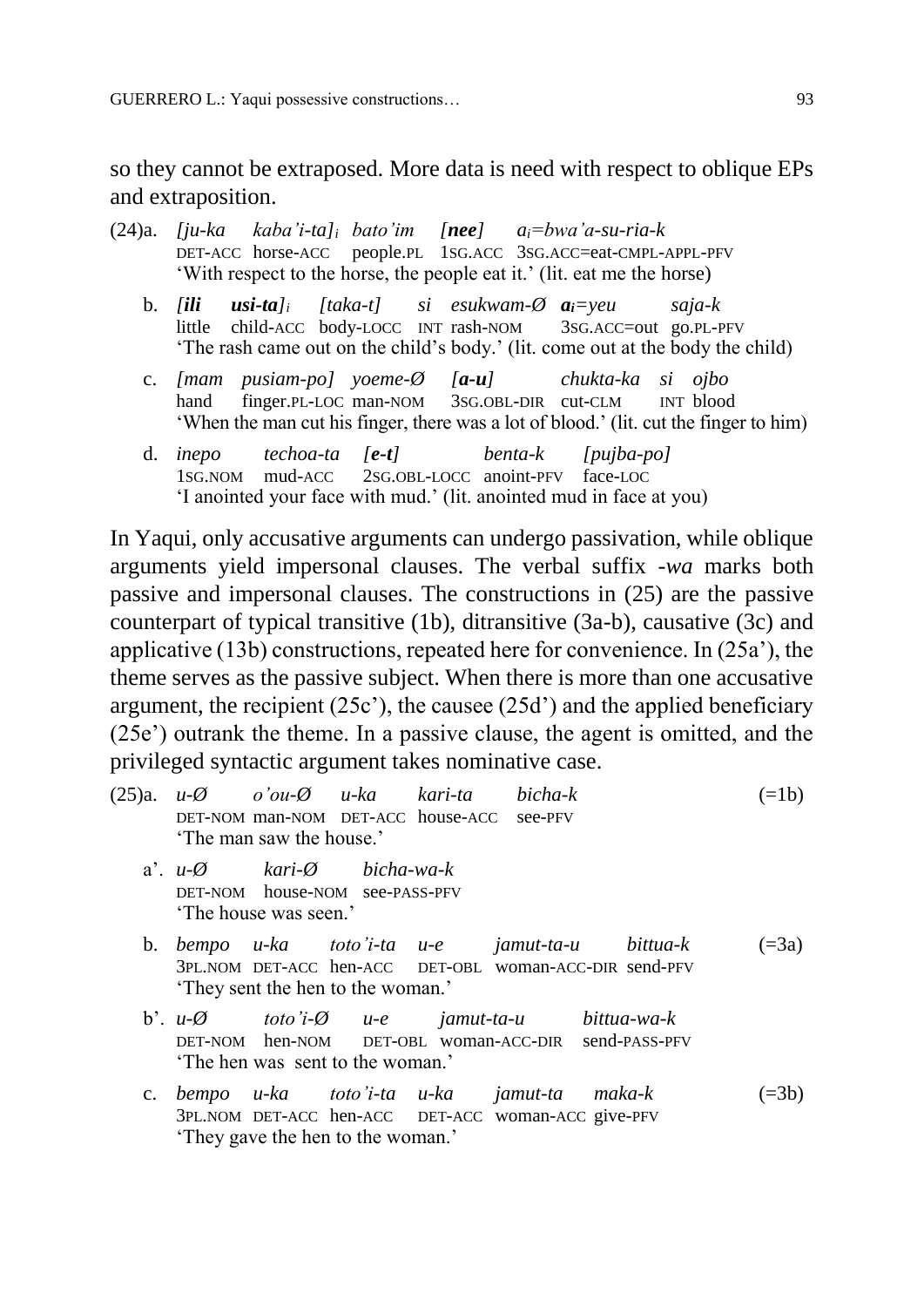so they cannot be extraposed. More data is need with respect to oblique EPs and extraposition.

(24)a. *[ju-ka kaba'i-ta]$_i$ bato'im* ***[nee]*** *a$_i$=bwa'a-su-ria-k*
DET-ACC horse-ACC people.PL 1SG.ACC 3SG.ACC=eat-CMPL-APPL-PFV
'With respect to the horse, the people eat it.' (lit. eat me the horse)

b. ***[ili usi-ta]$_i$*** *[taka-t] si esukwam-Ø* ***a$_i$****=yeu saja-k*
little child-ACC body-LOCC INT rash-NOM 3SG.ACC=out go.PL-PFV
'The rash came out on the child's body.' (lit. come out at the body the child)

c. *[mam pusiam-po] yoeme-Ø* ***[a-u]*** *chukta-ka si ojbo*
hand finger.PL-LOC man-NOM 3SG.OBL-DIR cut-CLM INT blood
'When the man cut his finger, there was a lot of blood.' (lit. cut the finger to him)

d. *inepo techoa-ta* ***[e-t]*** *benta-k [pujba-po]*
1SG.NOM mud-ACC 2SG.OBL-LOCC anoint-PFV face-LOC
'I anointed your face with mud.' (lit. anointed mud in face at you)

In Yaqui, only accusative arguments can undergo passivation, while oblique arguments yield impersonal clauses. The verbal suffix *-wa* marks both passive and impersonal clauses. The constructions in (25) are the passive counterpart of typical transitive (1b), ditransitive (3a-b), causative (3c) and applicative (13b) constructions, repeated here for convenience. In (25a'), the theme serves as the passive subject. When there is more than one accusative argument, the recipient (25c'), the causee (25d') and the applied beneficiary (25e') outrank the theme. In a passive clause, the agent is omitted, and the privileged syntactic argument takes nominative case.

(25)a. *u-Ø o'ou-Ø u-ka kari-ta bicha-k* (=1b)
DET-NOM man-NOM DET-ACC house-ACC see-PFV
'The man saw the house.'

a'. *u-Ø kari-Ø bicha-wa-k*
DET-NOM house-NOM see-PASS-PFV
'The house was seen.'

b. *bempo u-ka toto'i-ta u-e jamut-ta-u bittua-k* (=3a)
3PL.NOM DET-ACC hen-ACC DET-OBL woman-ACC-DIR send-PFV
'They sent the hen to the woman.'

b'. *u-Ø toto'i-Ø u-e jamut-ta-u bittua-wa-k*
DET-NOM hen-NOM DET-OBL woman-ACC-DIR send-PASS-PFV
'The hen was sent to the woman.'

c. *bempo u-ka toto'i-ta u-ka jamut-ta maka-k* (=3b)
3PL.NOM DET-ACC hen-ACC DET-ACC woman-ACC give-PFV
'They gave the hen to the woman.'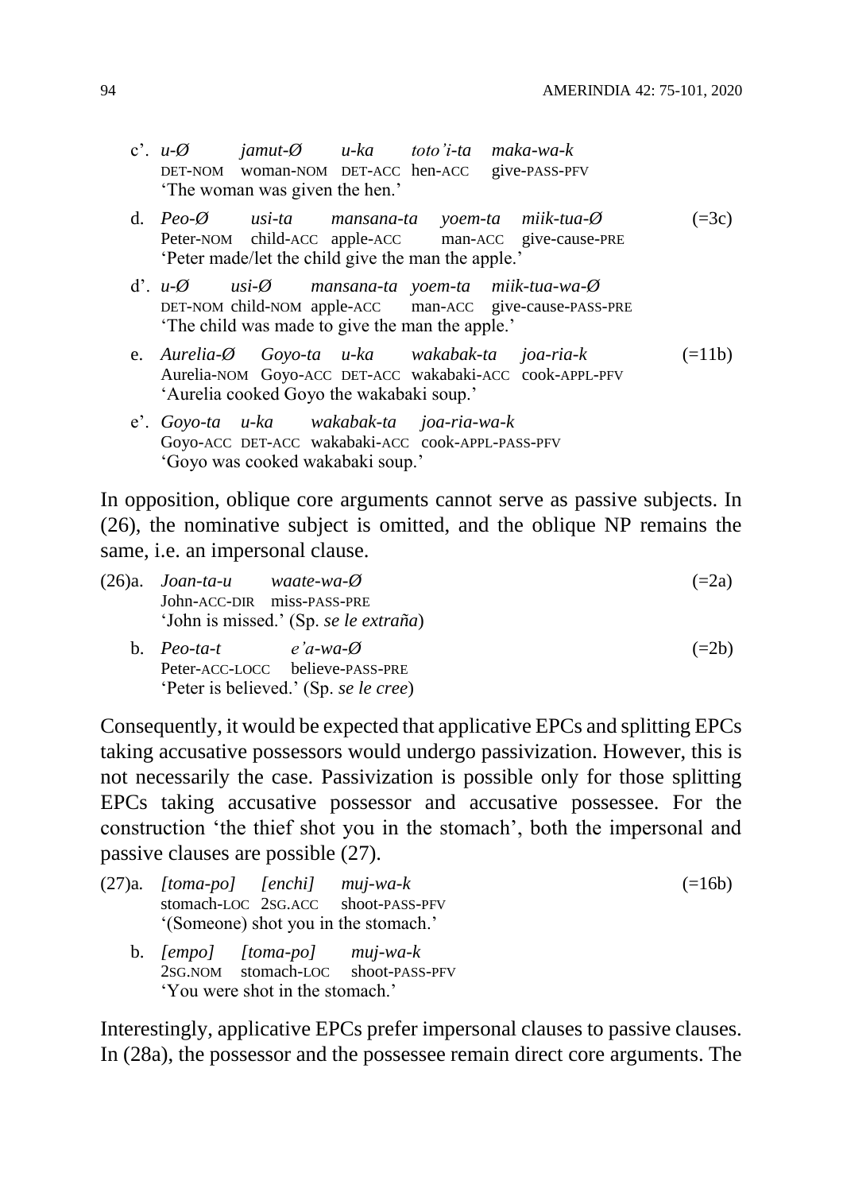c'. *u-Ø jamut-Ø u-ka toto'i-ta maka-wa-k*
DET-NOM woman-NOM DET-ACC hen-ACC give-PASS-PFV
'The woman was given the hen.'

d. *Peo-Ø usi-ta mansana-ta yoem-ta miik-tua-Ø* (=3c)
Peter-NOM child-ACC apple-ACC man-ACC give-cause-PRE
'Peter made/let the child give the man the apple.'

d'. *u-Ø usi-Ø mansana-ta yoem-ta miik-tua-wa-Ø*
DET-NOM child-NOM apple-ACC man-ACC give-cause-PASS-PRE
'The child was made to give the man the apple.'

e. *Aurelia-Ø Goyo-ta u-ka wakabak-ta joa-ria-k* (=11b)
Aurelia-NOM Goyo-ACC DET-ACC wakabaki-ACC cook-APPL-PFV
'Aurelia cooked Goyo the wakabaki soup.'

e'. *Goyo-ta u-ka wakabak-ta joa-ria-wa-k*
Goyo-ACC DET-ACC wakabaki-ACC cook-APPL-PASS-PFV
'Goyo was cooked wakabaki soup.'

In opposition, oblique core arguments cannot serve as passive subjects. In (26), the nominative subject is omitted, and the oblique NP remains the same, i.e. an impersonal clause.

(26)a. *Joan-ta-u waate-wa-Ø* (=2a)
John-ACC-DIR miss-PASS-PRE
'John is missed.' (Sp. *se le extraña*)

b. *Peo-ta-t e'a-wa-Ø* (=2b)
Peter-ACC-LOCC believe-PASS-PRE
'Peter is believed.' (Sp. *se le cree*)

Consequently, it would be expected that applicative EPCs and splitting EPCs taking accusative possessors would undergo passivization. However, this is not necessarily the case. Passivization is possible only for those splitting EPCs taking accusative possessor and accusative possessee. For the construction 'the thief shot you in the stomach', both the impersonal and passive clauses are possible (27).

(27)a. *[toma-po] [enchi] muj-wa-k* (=16b)
stomach-LOC 2SG.ACC shoot-PASS-PFV
'(Someone) shot you in the stomach.'

b. *[empo] [toma-po] muj-wa-k*
2SG.NOM stomach-LOC shoot-PASS-PFV
'You were shot in the stomach.'

Interestingly, applicative EPCs prefer impersonal clauses to passive clauses. In (28a), the possessor and the possessee remain direct core arguments. The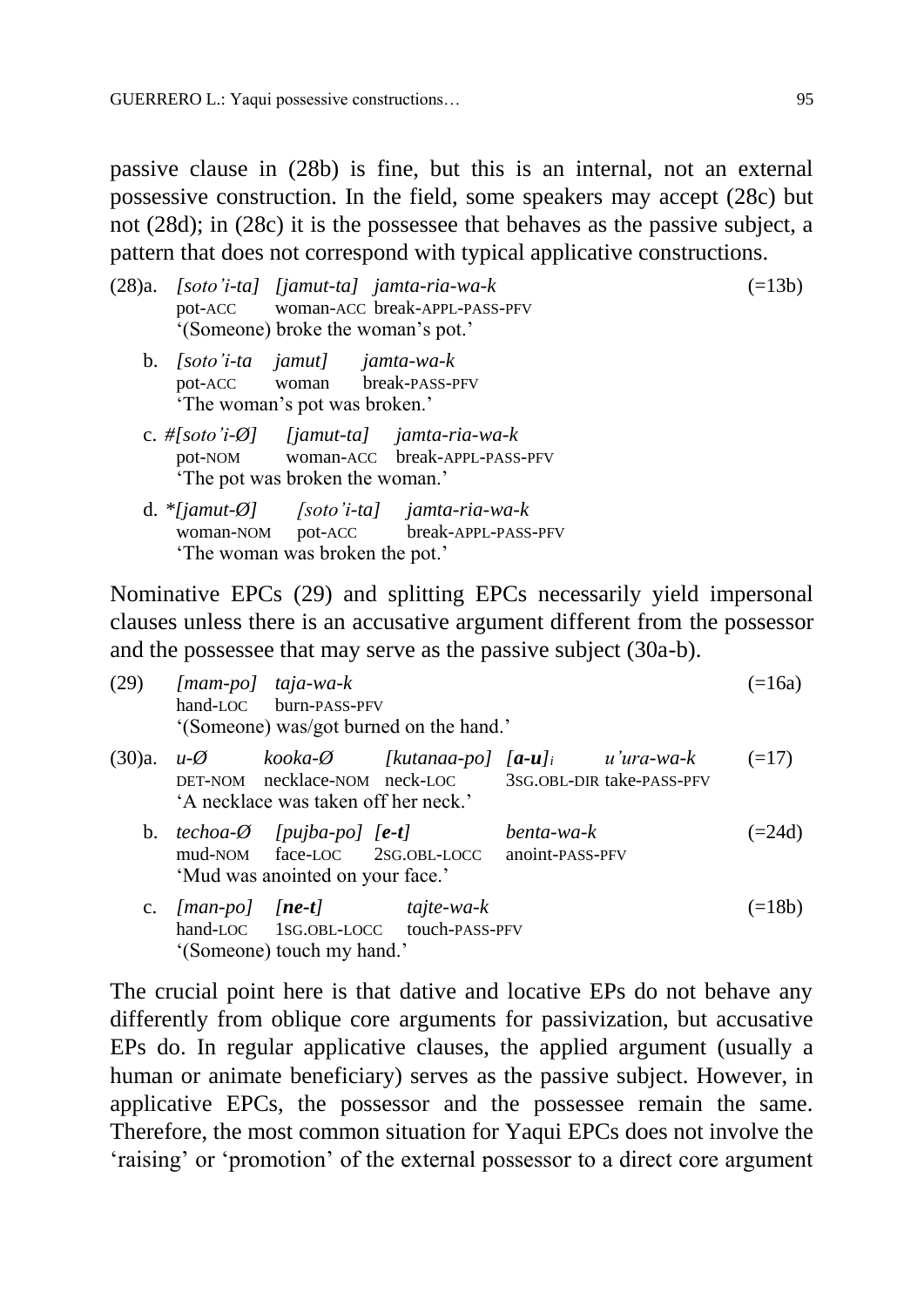passive clause in (28b) is fine, but this is an internal, not an external possessive construction. In the field, some speakers may accept (28c) but not (28d); in (28c) it is the possessee that behaves as the passive subject, a pattern that does not correspond with typical applicative constructions.

(28)a. *[soto'i-ta] [jamut-ta] jamta-ria-wa-k* (=13b)
pot-ACC woman-ACC break-APPL-PASS-PFV
'(Someone) broke the woman's pot.'

b. *[soto'i-ta jamut] jamta-wa-k*
pot-ACC woman break-PASS-PFV
'The woman's pot was broken.'

c. *#[soto'i-Ø] [jamut-ta] jamta-ria-wa-k*
pot-NOM woman-ACC break-APPL-PASS-PFV
'The pot was broken the woman.'

d. *\*[jamut-Ø] [soto'i-ta] jamta-ria-wa-k*
woman-NOM pot-ACC break-APPL-PASS-PFV
'The woman was broken the pot.'

Nominative EPCs (29) and splitting EPCs necessarily yield impersonal clauses unless there is an accusative argument different from the possessor and the possessee that may serve as the passive subject (30a-b).

(29) *[mam-po] taja-wa-k* (=16a)
hand-LOC burn-PASS-PFV
'(Someone) was/got burned on the hand.'

(30)a. *u-Ø kooka-Ø [kutanaa-po] [**a-u**]$_i$ u'ura-wa-k* (=17)
DET-NOM necklace-NOM neck-LOC 3SG.OBL-DIR take-PASS-PFV
'A necklace was taken off her neck.'

b. *techoa-Ø [pujba-po] [**e-t**] benta-wa-k* (=24d)
mud-NOM face-LOC 2SG.OBL-LOCC anoint-PASS-PFV
'Mud was anointed on your face.'

c. *[man-po] [**ne-t**] tajte-wa-k* (=18b)
hand-LOC 1SG.OBL-LOCC touch-PASS-PFV
'(Someone) touch my hand.'

The crucial point here is that dative and locative EPs do not behave any differently from oblique core arguments for passivization, but accusative EPs do. In regular applicative clauses, the applied argument (usually a human or animate beneficiary) serves as the passive subject. However, in applicative EPCs, the possessor and the possessee remain the same. Therefore, the most common situation for Yaqui EPCs does not involve the 'raising' or 'promotion' of the external possessor to a direct core argument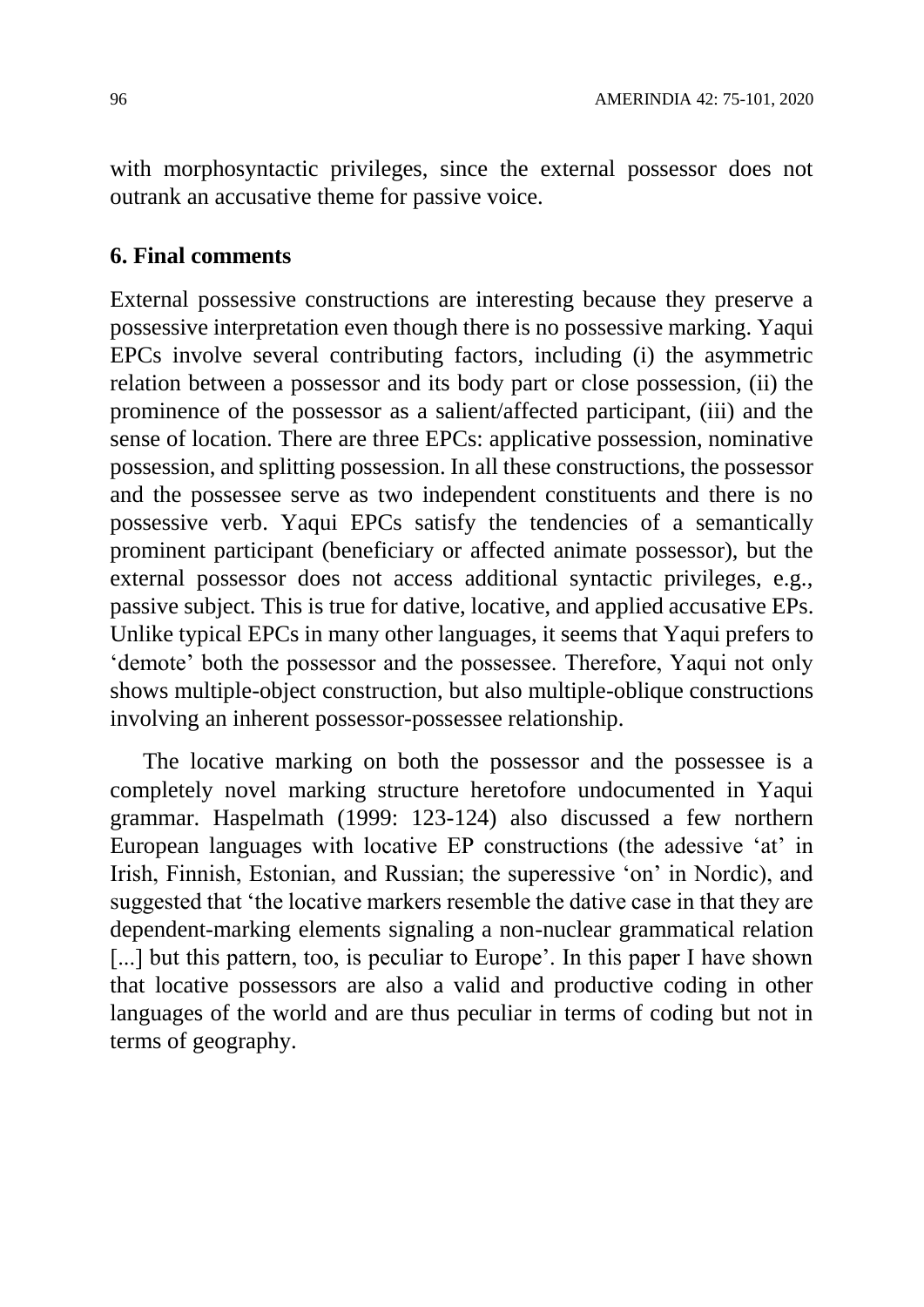with morphosyntactic privileges, since the external possessor does not outrank an accusative theme for passive voice.

## 6. Final comments

External possessive constructions are interesting because they preserve a possessive interpretation even though there is no possessive marking. Yaqui EPCs involve several contributing factors, including (i) the asymmetric relation between a possessor and its body part or close possession, (ii) the prominence of the possessor as a salient/affected participant, (iii) and the sense of location. There are three EPCs: applicative possession, nominative possession, and splitting possession. In all these constructions, the possessor and the possessee serve as two independent constituents and there is no possessive verb. Yaqui EPCs satisfy the tendencies of a semantically prominent participant (beneficiary or affected animate possessor), but the external possessor does not access additional syntactic privileges, e.g., passive subject. This is true for dative, locative, and applied accusative EPs. Unlike typical EPCs in many other languages, it seems that Yaqui prefers to 'demote' both the possessor and the possessee. Therefore, Yaqui not only shows multiple-object construction, but also multiple-oblique constructions involving an inherent possessor-possessee relationship.

The locative marking on both the possessor and the possessee is a completely novel marking structure heretofore undocumented in Yaqui grammar. Haspelmath (1999: 123-124) also discussed a few northern European languages with locative EP constructions (the adessive 'at' in Irish, Finnish, Estonian, and Russian; the superessive 'on' in Nordic), and suggested that 'the locative markers resemble the dative case in that they are dependent-marking elements signaling a non-nuclear grammatical relation [...] but this pattern, too, is peculiar to Europe'. In this paper I have shown that locative possessors are also a valid and productive coding in other languages of the world and are thus peculiar in terms of coding but not in terms of geography.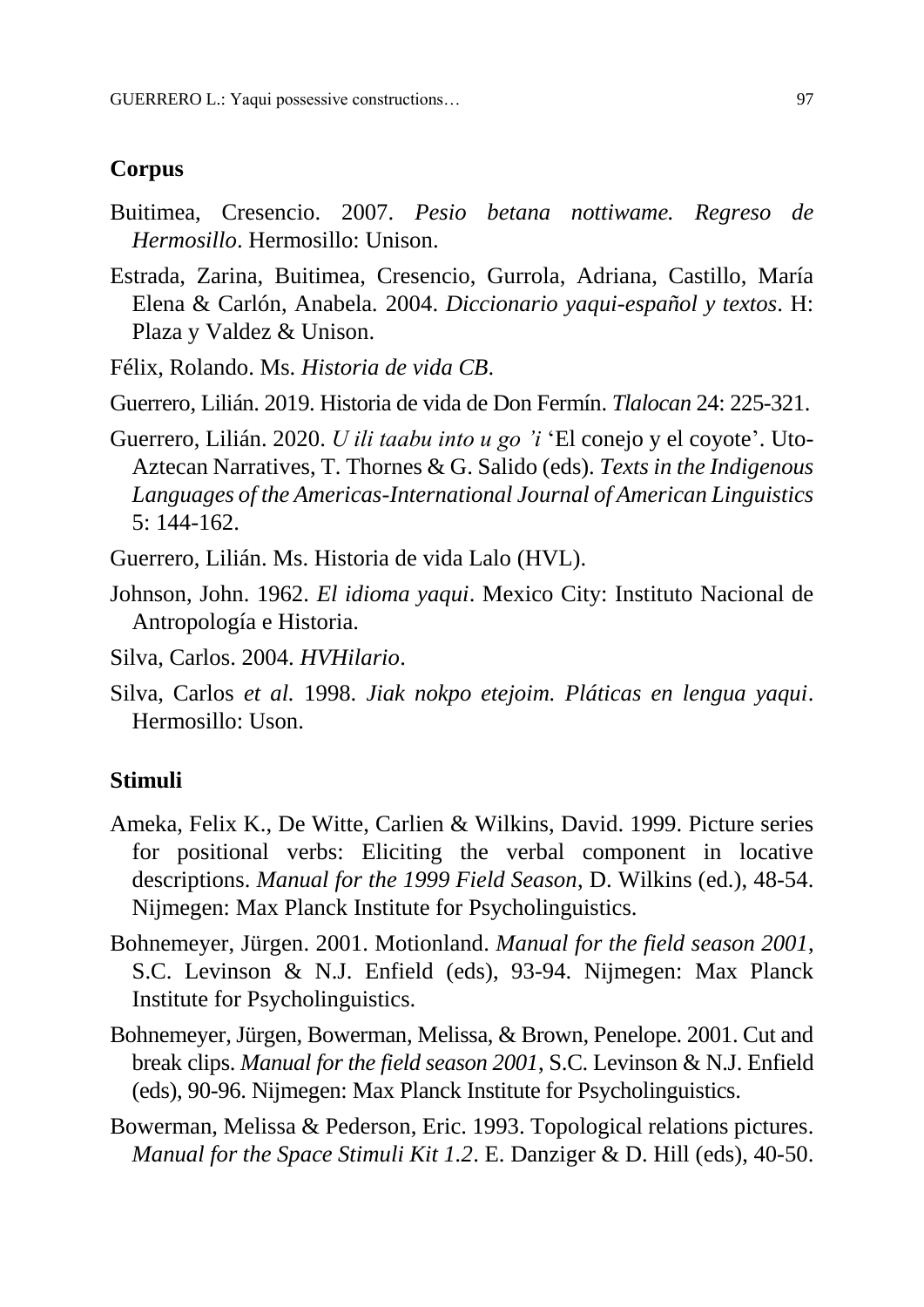## Corpus

Buitimea, Cresencio. 2007. *Pesio betana nottiwame. Regreso de Hermosillo*. Hermosillo: Unison.

Estrada, Zarina, Buitimea, Cresencio, Gurrola, Adriana, Castillo, María Elena & Carlón, Anabela. 2004. *Diccionario yaqui-español y textos*. H: Plaza y Valdez & Unison.

Félix, Rolando. Ms. *Historia de vida CB*.

Guerrero, Lilián. 2019. Historia de vida de Don Fermín. *Tlalocan* 24: 225-321.

Guerrero, Lilián. 2020. *U ili taabu into u go 'i* 'El conejo y el coyote'. Uto-Aztecan Narratives, T. Thornes & G. Salido (eds). *Texts in the Indigenous Languages of the Americas-International Journal of American Linguistics* 5: 144-162.

Guerrero, Lilián. Ms. Historia de vida Lalo (HVL).

Johnson, John. 1962. *El idioma yaqui*. Mexico City: Instituto Nacional de Antropología e Historia.

Silva, Carlos. 2004. *HVHilario*.

Silva, Carlos *et al.* 1998. *Jiak nokpo etejoim. Pláticas en lengua yaqui*. Hermosillo: Uson.

## Stimuli

Ameka, Felix K., De Witte, Carlien & Wilkins, David. 1999. Picture series for positional verbs: Eliciting the verbal component in locative descriptions. *Manual for the 1999 Field Season*, D. Wilkins (ed.), 48-54. Nijmegen: Max Planck Institute for Psycholinguistics.

Bohnemeyer, Jürgen. 2001. Motionland. *Manual for the field season 2001*, S.C. Levinson & N.J. Enfield (eds), 93-94. Nijmegen: Max Planck Institute for Psycholinguistics.

Bohnemeyer, Jürgen, Bowerman, Melissa, & Brown, Penelope. 2001. Cut and break clips. *Manual for the field season 2001*, S.C. Levinson & N.J. Enfield (eds), 90-96. Nijmegen: Max Planck Institute for Psycholinguistics.

Bowerman, Melissa & Pederson, Eric. 1993. Topological relations pictures. *Manual for the Space Stimuli Kit 1.2*. E. Danziger & D. Hill (eds), 40-50.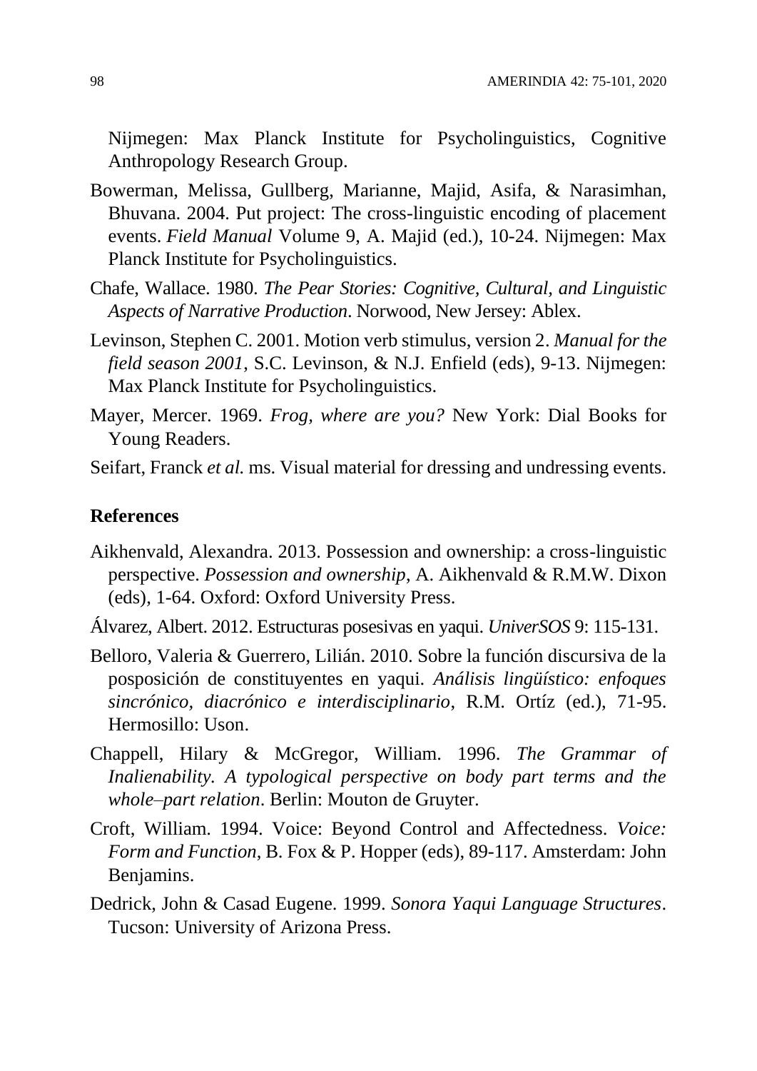Nijmegen: Max Planck Institute for Psycholinguistics, Cognitive Anthropology Research Group.

Bowerman, Melissa, Gullberg, Marianne, Majid, Asifa, & Narasimhan, Bhuvana. 2004. Put project: The cross-linguistic encoding of placement events. *Field Manual* Volume 9, A. Majid (ed.), 10-24. Nijmegen: Max Planck Institute for Psycholinguistics.

Chafe, Wallace. 1980. *The Pear Stories: Cognitive, Cultural, and Linguistic Aspects of Narrative Production*. Norwood, New Jersey: Ablex.

Levinson, Stephen C. 2001. Motion verb stimulus, version 2. *Manual for the field season 2001*, S.C. Levinson, & N.J. Enfield (eds), 9-13. Nijmegen: Max Planck Institute for Psycholinguistics.

Mayer, Mercer. 1969. *Frog, where are you?* New York: Dial Books for Young Readers.

Seifart, Franck *et al.* ms. Visual material for dressing and undressing events.

## References

Aikhenvald, Alexandra. 2013. Possession and ownership: a cross-linguistic perspective. *Possession and ownership*, A. Aikhenvald & R.M.W. Dixon (eds), 1-64. Oxford: Oxford University Press.

Álvarez, Albert. 2012. Estructuras posesivas en yaqui. *UniverSOS* 9: 115-131.

Belloro, Valeria & Guerrero, Lilián. 2010. Sobre la función discursiva de la posposición de constituyentes en yaqui. *Análisis lingüístico: enfoques sincrónico, diacrónico e interdisciplinario*, R.M. Ortíz (ed.), 71-95. Hermosillo: Uson.

Chappell, Hilary & McGregor, William. 1996. *The Grammar of Inalienability. A typological perspective on body part terms and the whole–part relation*. Berlin: Mouton de Gruyter.

Croft, William. 1994. Voice: Beyond Control and Affectedness. *Voice: Form and Function*, B. Fox & P. Hopper (eds), 89-117. Amsterdam: John Benjamins.

Dedrick, John & Casad Eugene. 1999. *Sonora Yaqui Language Structures*. Tucson: University of Arizona Press.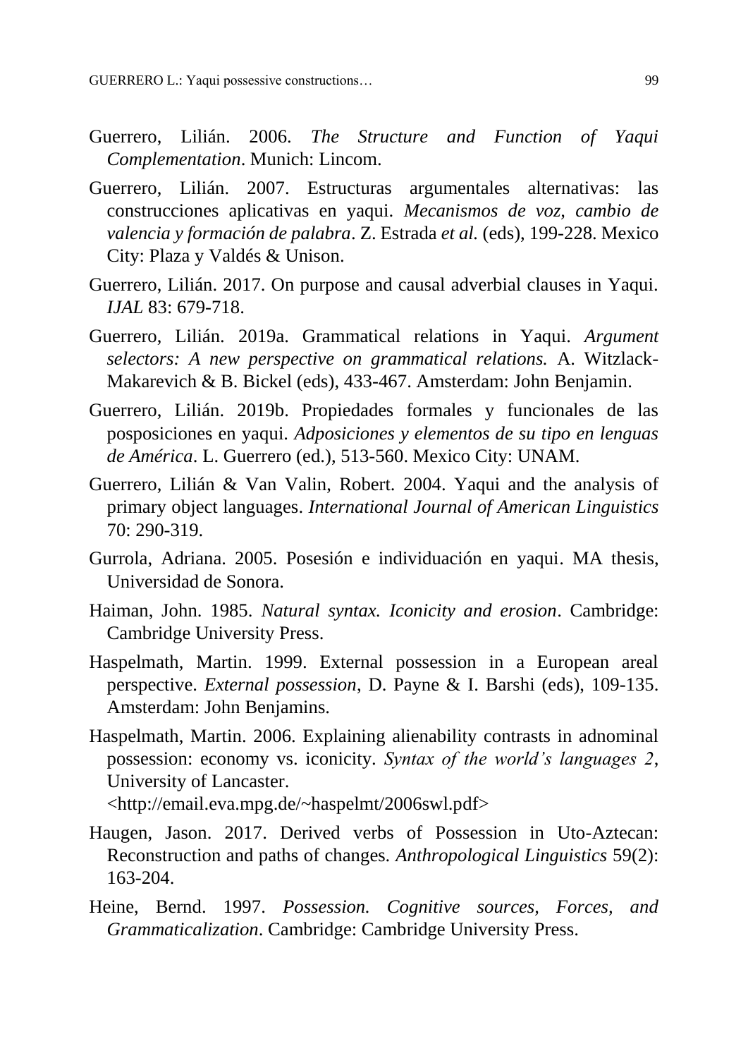Guerrero, Lilián. 2006. *The Structure and Function of Yaqui Complementation*. Munich: Lincom.

Guerrero, Lilián. 2007. Estructuras argumentales alternativas: las construcciones aplicativas en yaqui. *Mecanismos de voz, cambio de valencia y formación de palabra*. Z. Estrada *et al.* (eds), 199-228. Mexico City: Plaza y Valdés & Unison.

Guerrero, Lilián. 2017. On purpose and causal adverbial clauses in Yaqui. *IJAL* 83: 679-718.

Guerrero, Lilián. 2019a. Grammatical relations in Yaqui. *Argument selectors: A new perspective on grammatical relations.* A. Witzlack-Makarevich & B. Bickel (eds), 433-467. Amsterdam: John Benjamin.

Guerrero, Lilián. 2019b. Propiedades formales y funcionales de las posposiciones en yaqui. *Adposiciones y elementos de su tipo en lenguas de América*. L. Guerrero (ed.), 513-560. Mexico City: UNAM.

Guerrero, Lilián & Van Valin, Robert. 2004. Yaqui and the analysis of primary object languages. *International Journal of American Linguistics* 70: 290-319.

Gurrola, Adriana. 2005. Posesión e individuación en yaqui. MA thesis, Universidad de Sonora.

Haiman, John. 1985. *Natural syntax. Iconicity and erosion*. Cambridge: Cambridge University Press.

Haspelmath, Martin. 1999. External possession in a European areal perspective. *External possession*, D. Payne & I. Barshi (eds), 109-135. Amsterdam: John Benjamins.

Haspelmath, Martin. 2006. Explaining alienability contrasts in adnominal possession: economy vs. iconicity. *Syntax of the world's languages 2*, University of Lancaster. <http://email.eva.mpg.de/~haspelmt/2006swl.pdf>

Haugen, Jason. 2017. Derived verbs of Possession in Uto-Aztecan: Reconstruction and paths of changes. *Anthropological Linguistics* 59(2): 163-204.

Heine, Bernd. 1997. *Possession. Cognitive sources, Forces, and Grammaticalization*. Cambridge: Cambridge University Press.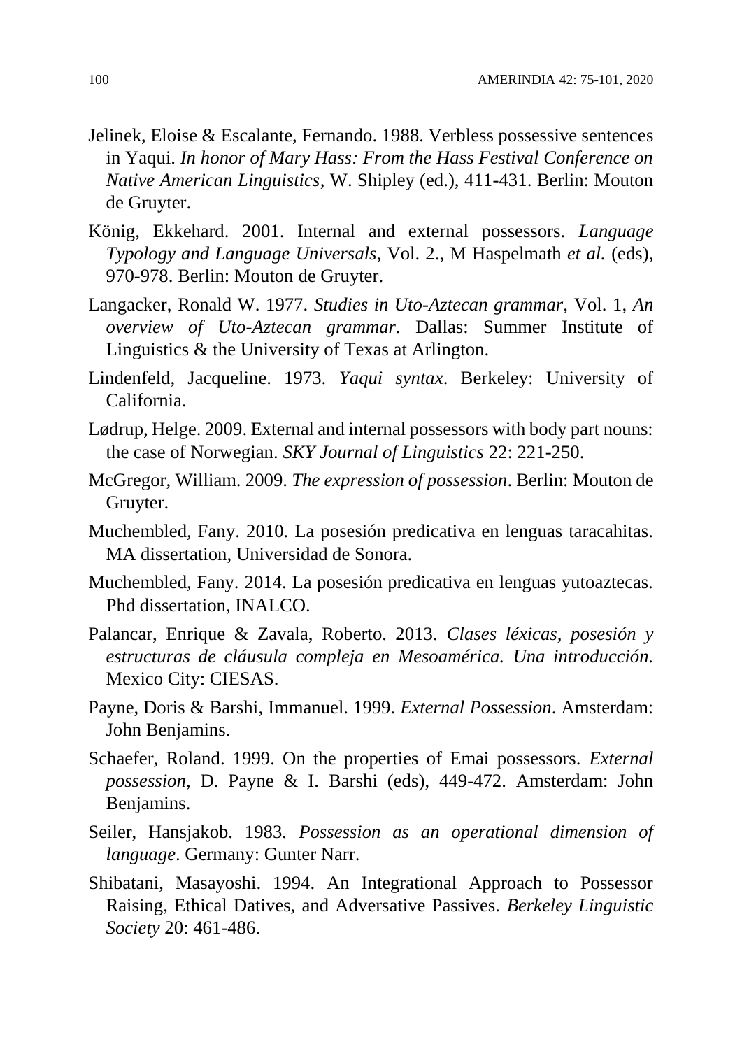Jelinek, Eloise & Escalante, Fernando. 1988. Verbless possessive sentences in Yaqui. *In honor of Mary Hass: From the Hass Festival Conference on Native American Linguistics*, W. Shipley (ed.), 411-431. Berlin: Mouton de Gruyter.

König, Ekkehard. 2001. Internal and external possessors. *Language Typology and Language Universals,* Vol. 2., M Haspelmath *et al.* (eds), 970-978. Berlin: Mouton de Gruyter.

Langacker, Ronald W. 1977. *Studies in Uto-Aztecan grammar,* Vol. 1, *An overview of Uto-Aztecan grammar*. Dallas: Summer Institute of Linguistics & the University of Texas at Arlington.

Lindenfeld, Jacqueline. 1973. *Yaqui syntax*. Berkeley: University of California.

Lødrup, Helge. 2009. External and internal possessors with body part nouns: the case of Norwegian. *SKY Journal of Linguistics* 22: 221-250.

McGregor, William. 2009. *The expression of possession*. Berlin: Mouton de Gruyter.

Muchembled, Fany. 2010. La posesión predicativa en lenguas taracahitas. MA dissertation, Universidad de Sonora.

Muchembled, Fany. 2014. La posesión predicativa en lenguas yutoaztecas. Phd dissertation, INALCO.

Palancar, Enrique & Zavala, Roberto. 2013. *Clases léxicas, posesión y estructuras de cláusula compleja en Mesoamérica. Una introducción.* Mexico City: CIESAS.

Payne, Doris & Barshi, Immanuel. 1999. *External Possession*. Amsterdam: John Benjamins.

Schaefer, Roland. 1999. On the properties of Emai possessors. *External possession*, D. Payne & I. Barshi (eds), 449-472. Amsterdam: John Benjamins.

Seiler, Hansjakob. 1983. *Possession as an operational dimension of language*. Germany: Gunter Narr.

Shibatani, Masayoshi. 1994. An Integrational Approach to Possessor Raising, Ethical Datives, and Adversative Passives. *Berkeley Linguistic Society* 20: 461-486.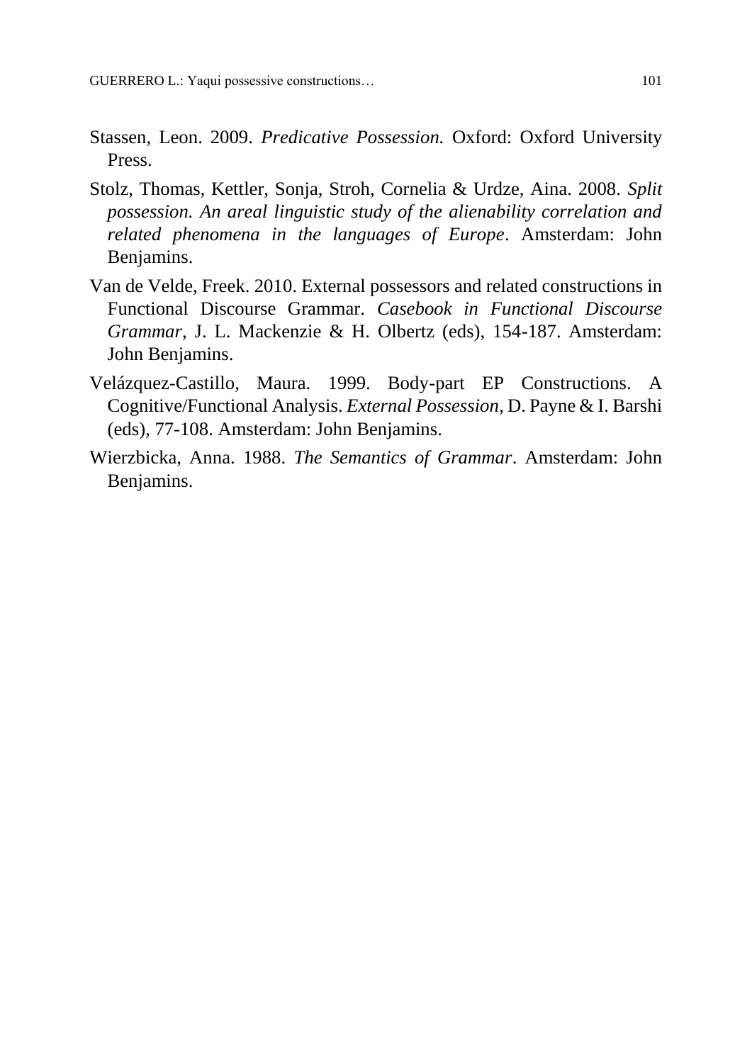Stassen, Leon. 2009. *Predicative Possession.* Oxford: Oxford University Press.

Stolz, Thomas, Kettler, Sonja, Stroh, Cornelia & Urdze, Aina. 2008. *Split possession. An areal linguistic study of the alienability correlation and related phenomena in the languages of Europe*. Amsterdam: John Benjamins.

Van de Velde, Freek. 2010. External possessors and related constructions in Functional Discourse Grammar. *Casebook in Functional Discourse Grammar*, J. L. Mackenzie & H. Olbertz (eds), 154-187. Amsterdam: John Benjamins.

Velázquez-Castillo, Maura. 1999. Body-part EP Constructions. A Cognitive/Functional Analysis. *External Possession*, D. Payne & I. Barshi (eds), 77-108. Amsterdam: John Benjamins.

Wierzbicka, Anna. 1988. *The Semantics of Grammar*. Amsterdam: John Benjamins.